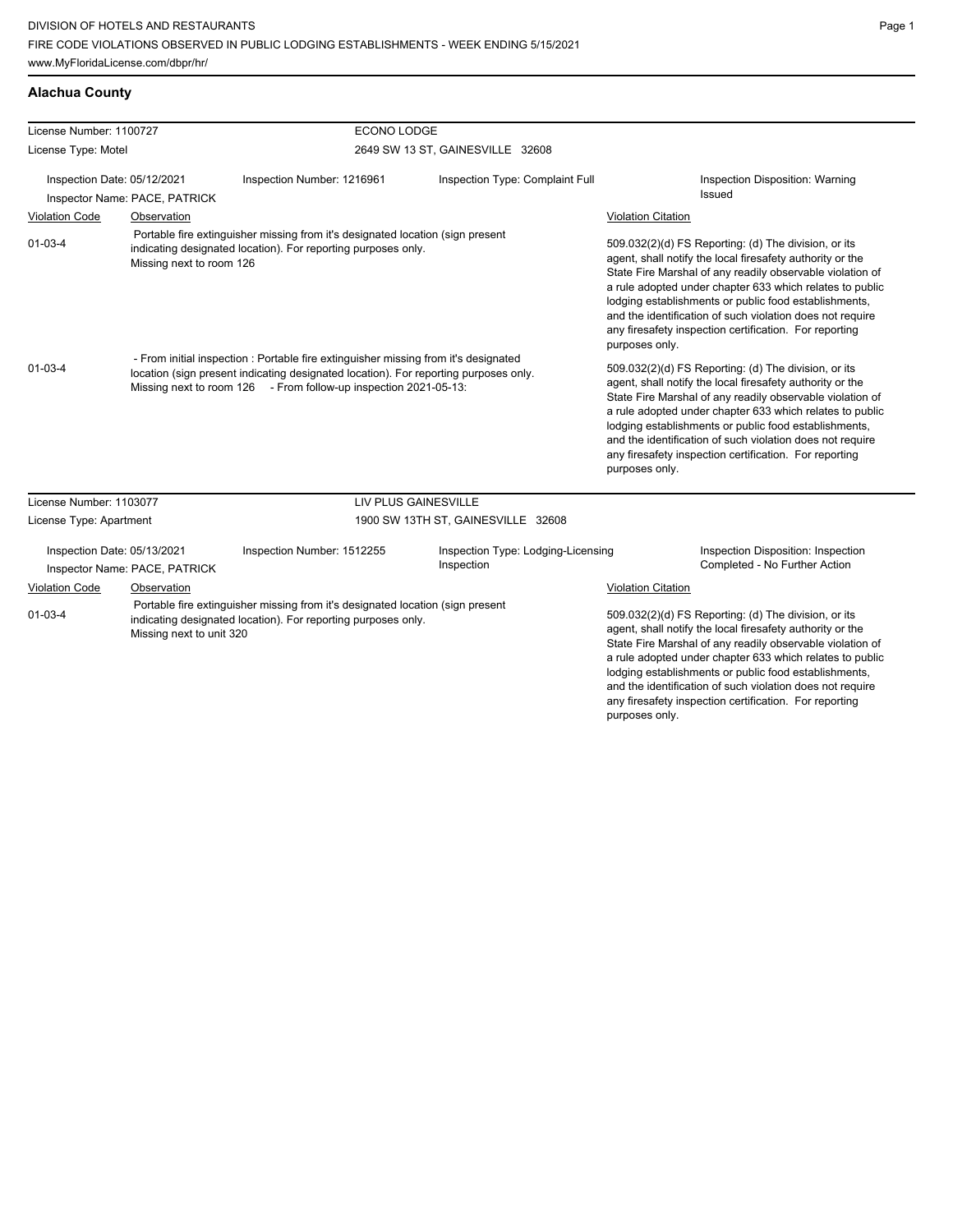DIVISION OF HOTELS AND RESTAURANTS
FIRE CODE VIOLATIONS OBSERVED IN PUBLIC LODGING ESTABLISHMENTS - WEEK ENDING 5/15/2021
www.MyFloridaLicense.com/dbpr/hr/

## Alachua County

License Number: 1100727
License Type: Motel

ECONO LODGE
2649 SW 13 ST, GAINESVILLE 32608

Inspection Date: 05/12/2021
Inspector Name: PACE, PATRICK
Inspection Number: 1216961
Inspection Type: Complaint Full
Inspection Disposition: Warning Issued

| Violation Code | Observation | Violation Citation |
| --- | --- | --- |
| 01-03-4 | Portable fire extinguisher missing from it's designated location (sign present indicating designated location). For reporting purposes only. Missing next to room 126 | 509.032(2)(d) FS Reporting: (d) The division, or its agent, shall notify the local firesafety authority or the State Fire Marshal of any readily observable violation of a rule adopted under chapter 633 which relates to public lodging establishments or public food establishments, and the identification of such violation does not require any firesafety inspection certification. For reporting purposes only. |
| 01-03-4 | - From initial inspection : Portable fire extinguisher missing from it's designated location (sign present indicating designated location). For reporting purposes only. Missing next to room 126 - From follow-up inspection 2021-05-13: | 509.032(2)(d) FS Reporting: (d) The division, or its agent, shall notify the local firesafety authority or the State Fire Marshal of any readily observable violation of a rule adopted under chapter 633 which relates to public lodging establishments or public food establishments, and the identification of such violation does not require any firesafety inspection certification. For reporting purposes only. |

License Number: 1103077
License Type: Apartment

LIV PLUS GAINESVILLE
1900 SW 13TH ST, GAINESVILLE 32608

Inspection Date: 05/13/2021
Inspector Name: PACE, PATRICK
Inspection Number: 1512255
Inspection Type: Lodging-Licensing Inspection
Inspection Disposition: Inspection Completed - No Further Action

| Violation Code | Observation | Violation Citation |
| --- | --- | --- |
| 01-03-4 | Portable fire extinguisher missing from it's designated location (sign present indicating designated location). For reporting purposes only. Missing next to unit 320 | 509.032(2)(d) FS Reporting: (d) The division, or its agent, shall notify the local firesafety authority or the State Fire Marshal of any readily observable violation of a rule adopted under chapter 633 which relates to public lodging establishments or public food establishments, and the identification of such violation does not require any firesafety inspection certification. For reporting purposes only. |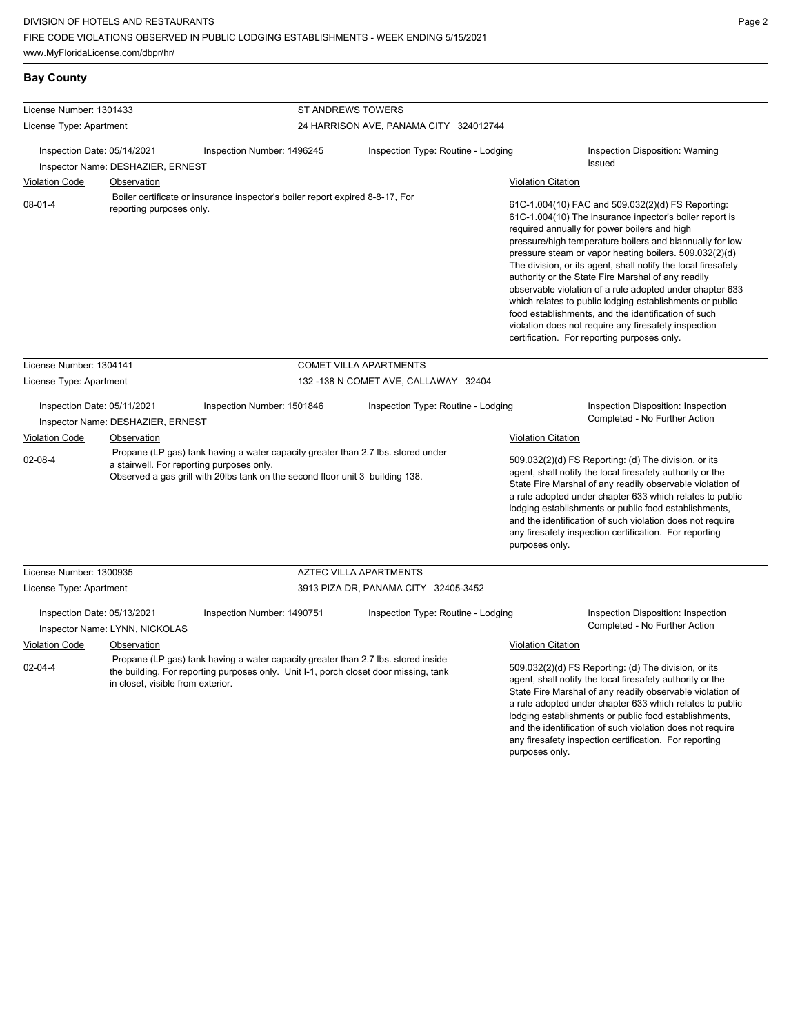## Bay County

**License Number:** 1301433
**License Type:** Apartment
**ST ANDREWS TOWERS**
24 HARRISON AVE, PANAMA CITY 324012744

**Inspection Date:** 05/14/2021
**Inspection Number:** 1496245
**Inspection Type:** Routine - Lodging
**Inspection Disposition:** Warning Issued
**Inspector Name:** DESHAZIER, ERNEST

| Violation Code | Observation | Violation Citation |
|---|---|---|
| 08-01-4 | Boiler certificate or insurance inspector's boiler report expired 8-8-17, For reporting purposes only. | 61C-1.004(10) FAC and 509.032(2)(d) FS Reporting: 61C-1.004(10) The insurance inpector's boiler report is required annually for power boilers and high pressure/high temperature boilers and biannually for low pressure steam or vapor heating boilers. 509.032(2)(d) The division, or its agent, shall notify the local firesafety authority or the State Fire Marshal of any readily observable violation of a rule adopted under chapter 633 which relates to public lodging establishments or public food establishments, and the identification of such violation does not require any firesafety inspection certification. For reporting purposes only. |

**License Number:** 1304141
**License Type:** Apartment
**COMET VILLA APARTMENTS**
132 -138 N COMET AVE, CALLAWAY 32404

**Inspection Date:** 05/11/2021
**Inspection Number:** 1501846
**Inspection Type:** Routine - Lodging
**Inspection Disposition:** Inspection Completed - No Further Action
**Inspector Name:** DESHAZIER, ERNEST

| Violation Code | Observation | Violation Citation |
|---|---|---|
| 02-08-4 | Propane (LP gas) tank having a water capacity greater than 2.7 lbs. stored under a stairwell. For reporting purposes only. Observed a gas grill with 20lbs tank on the second floor unit 3 building 138. | 509.032(2)(d) FS Reporting: (d) The division, or its agent, shall notify the local firesafety authority or the State Fire Marshal of any readily observable violation of a rule adopted under chapter 633 which relates to public lodging establishments or public food establishments, and the identification of such violation does not require any firesafety inspection certification. For reporting purposes only. |

**License Number:** 1300935
**License Type:** Apartment
**AZTEC VILLA APARTMENTS**
3913 PIZA DR, PANAMA CITY 32405-3452

**Inspection Date:** 05/13/2021
**Inspection Number:** 1490751
**Inspection Type:** Routine - Lodging
**Inspection Disposition:** Inspection Completed - No Further Action
**Inspector Name:** LYNN, NICKOLAS

| Violation Code | Observation | Violation Citation |
|---|---|---|
| 02-04-4 | Propane (LP gas) tank having a water capacity greater than 2.7 lbs. stored inside the building. For reporting purposes only. Unit I-1, porch closet door missing, tank in closet, visible from exterior. | 509.032(2)(d) FS Reporting: (d) The division, or its agent, shall notify the local firesafety authority or the State Fire Marshal of any readily observable violation of a rule adopted under chapter 633 which relates to public lodging establishments or public food establishments, and the identification of such violation does not require any firesafety inspection certification. For reporting purposes only. |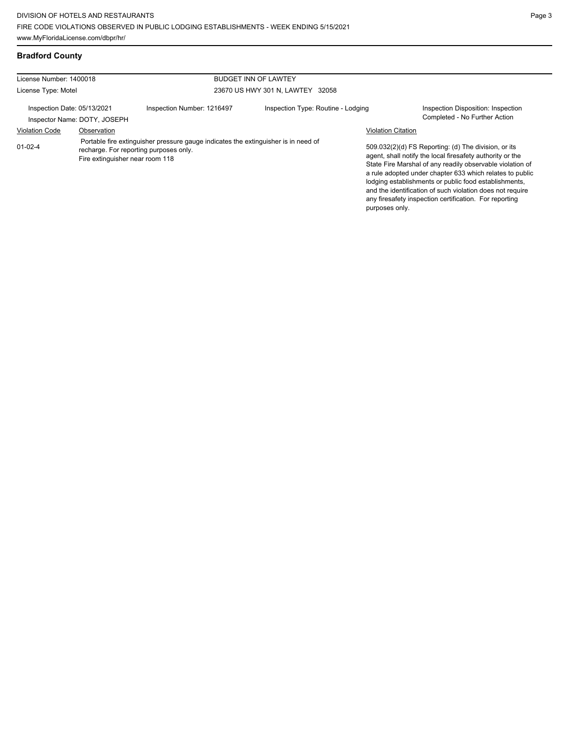## Bradford County

| License Number: 1400018 | | BUDGET INN OF LAWTEY | |
|---|---|---|---|
| License Type: Motel | | 23670 US HWY 301 N, LAWTEY 32058 | |
| Inspection Date: 05/13/2021 Inspector Name: DOTY, JOSEPH | Inspection Number: 1216497 | Inspection Type: Routine - Lodging | Inspection Disposition: Inspection Completed - No Further Action |

| Violation Code | Observation | Violation Citation |
|---|---|---|
| 01-02-4 | Portable fire extinguisher pressure gauge indicates the extinguisher is in need of recharge. For reporting purposes only. Fire extinguisher near room 118 | 509.032(2)(d) FS Reporting: (d) The division, or its agent, shall notify the local firesafety authority or the State Fire Marshal of any readily observable violation of a rule adopted under chapter 633 which relates to public lodging establishments or public food establishments, and the identification of such violation does not require any firesafety inspection certification. For reporting purposes only. |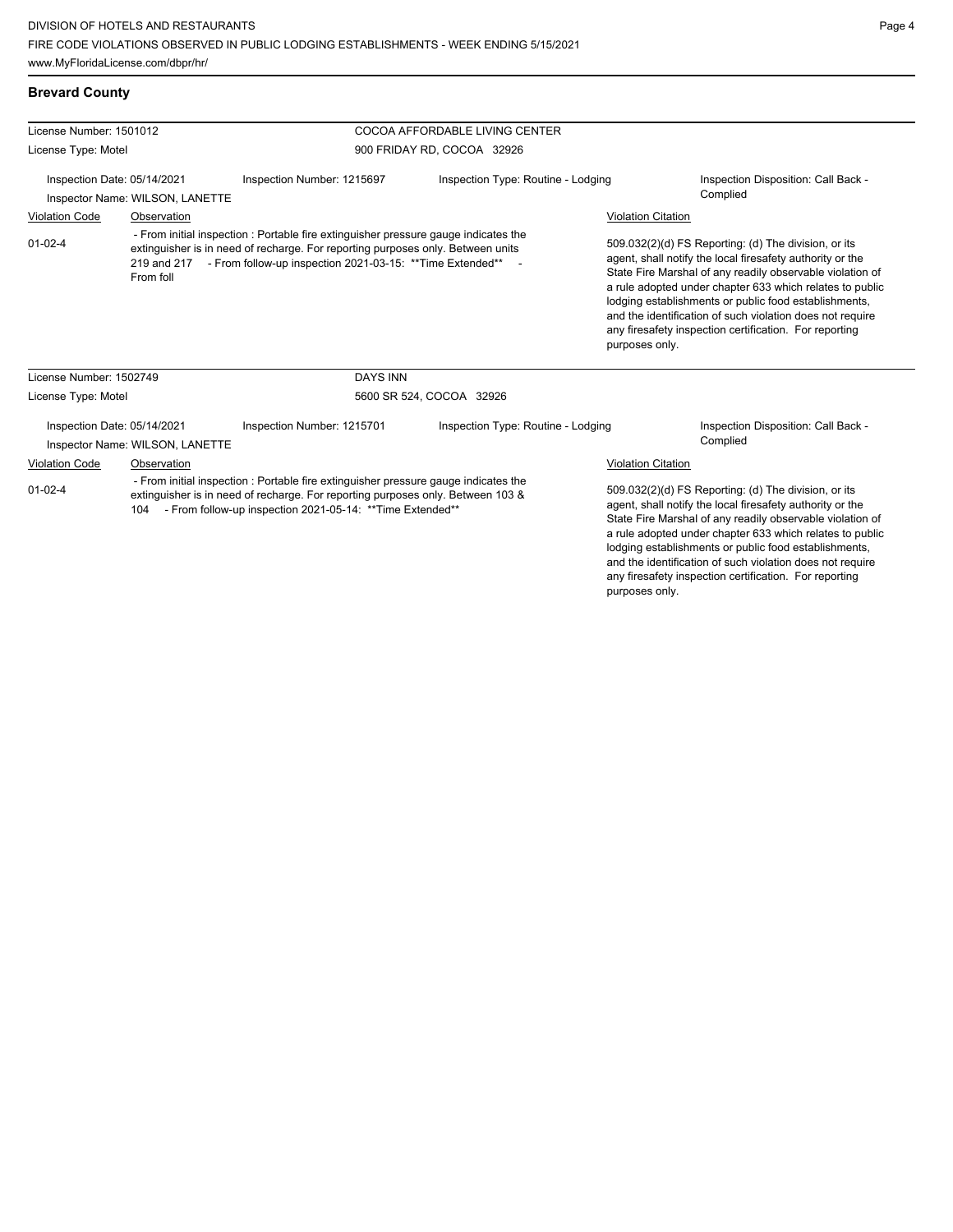## Brevard County

**License Number:** 1501012
**License Type:** Motel

**COCOA AFFORDABLE LIVING CENTER**
900 FRIDAY RD, COCOA 32926

**Inspection Date:** 05/14/2021
**Inspector Name:** WILSON, LANETTE
**Inspection Number:** 1215697
**Inspection Type:** Routine - Lodging
**Inspection Disposition:** Call Back - Complied

| Violation Code | Observation | Violation Citation |
| --- | --- | --- |
| 01-02-4 | - From initial inspection : Portable fire extinguisher pressure gauge indicates the extinguisher is in need of recharge. For reporting purposes only. Between units 219 and 217 - From follow-up inspection 2021-03-15: **Time Extended** - From foll | 509.032(2)(d) FS Reporting: (d) The division, or its agent, shall notify the local firesafety authority or the State Fire Marshal of any readily observable violation of a rule adopted under chapter 633 which relates to public lodging establishments or public food establishments, and the identification of such violation does not require any firesafety inspection certification. For reporting purposes only. |

**License Number:** 1502749
**License Type:** Motel

**DAYS INN**
5600 SR 524, COCOA 32926

**Inspection Date:** 05/14/2021
**Inspector Name:** WILSON, LANETTE
**Inspection Number:** 1215701
**Inspection Type:** Routine - Lodging
**Inspection Disposition:** Call Back - Complied

| Violation Code | Observation | Violation Citation |
| --- | --- | --- |
| 01-02-4 | - From initial inspection : Portable fire extinguisher pressure gauge indicates the extinguisher is in need of recharge. For reporting purposes only. Between 103 & 104 - From follow-up inspection 2021-05-14: **Time Extended** | 509.032(2)(d) FS Reporting: (d) The division, or its agent, shall notify the local firesafety authority or the State Fire Marshal of any readily observable violation of a rule adopted under chapter 633 which relates to public lodging establishments or public food establishments, and the identification of such violation does not require any firesafety inspection certification. For reporting purposes only. |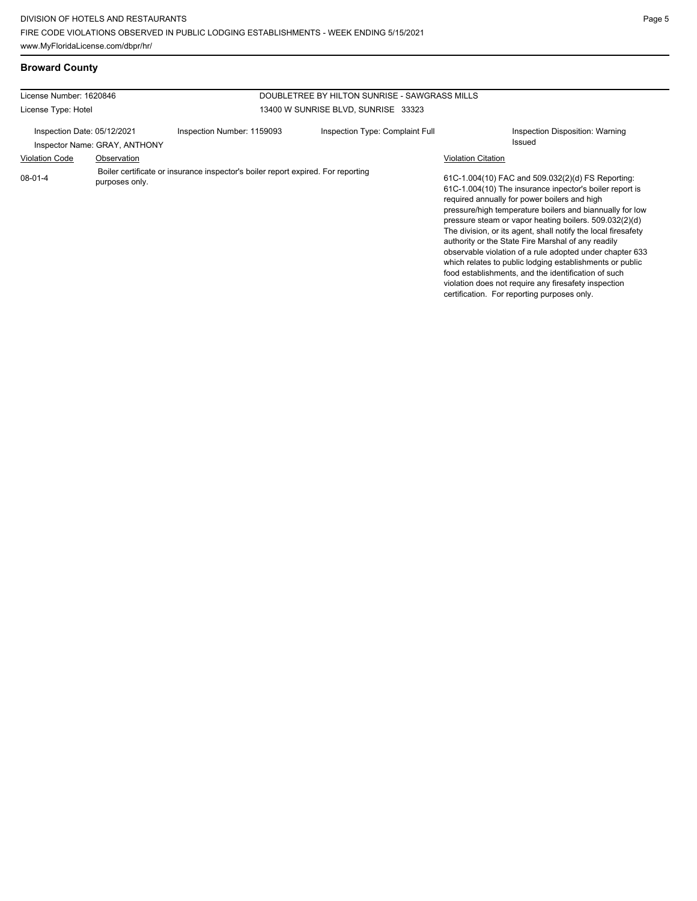## Broward County

| License Number: 1620846 | | DOUBLETREE BY HILTON SUNRISE - SAWGRASS MILLS | |
|---|---|---|---|
| License Type: Hotel | | 13400 W SUNRISE BLVD, SUNRISE 33323 | |
| Inspection Date: 05/12/2021<br>Inspector Name: GRAY, ANTHONY | Inspection Number: 1159093 | Inspection Type: Complaint Full | Inspection Disposition: Warning Issued |

| Violation Code | Observation | Violation Citation |
|---|---|---|
| 08-01-4 | Boiler certificate or insurance inspector's boiler report expired. For reporting purposes only. | 61C-1.004(10) FAC and 509.032(2)(d) FS Reporting: 61C-1.004(10) The insurance inpector's boiler report is required annually for power boilers and high pressure/high temperature boilers and biannually for low pressure steam or vapor heating boilers. 509.032(2)(d) The division, or its agent, shall notify the local firesafety authority or the State Fire Marshal of any readily observable violation of a rule adopted under chapter 633 which relates to public lodging establishments or public food establishments, and the identification of such violation does not require any firesafety inspection certification. For reporting purposes only. |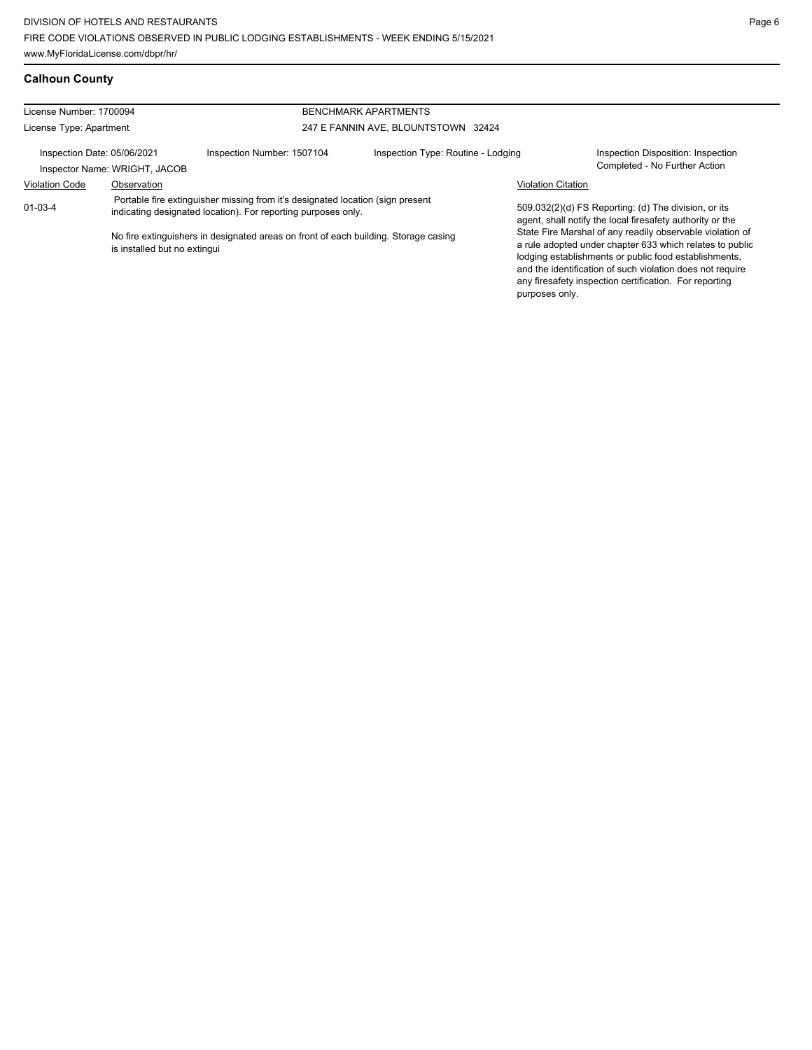## Calhoun County

| License Number: 1700094 | BENCHMARK APARTMENTS |
|---|---|
| License Type: Apartment | 247 E FANNIN AVE, BLOUNTSTOWN 32424 |

| Inspection Date: 05/06/2021 | Inspection Number: 1507104 | Inspection Type: Routine - Lodging | Inspection Disposition: Inspection Completed - No Further Action |
|---|---|---|---|
| Inspector Name: WRIGHT, JACOB | | | |

| Violation Code | Observation | Violation Citation |
|---|---|---|
| 01-03-4 | Portable fire extinguisher missing from it's designated location (sign present indicating designated location). For reporting purposes only.<br><br>No fire extinguishers in designated areas on front of each building. Storage casing is installed but no extingui | 509.032(2)(d) FS Reporting: (d) The division, or its agent, shall notify the local firesafety authority or the State Fire Marshal of any readily observable violation of a rule adopted under chapter 633 which relates to public lodging establishments or public food establishments, and the identification of such violation does not require any firesafety inspection certification. For reporting purposes only. |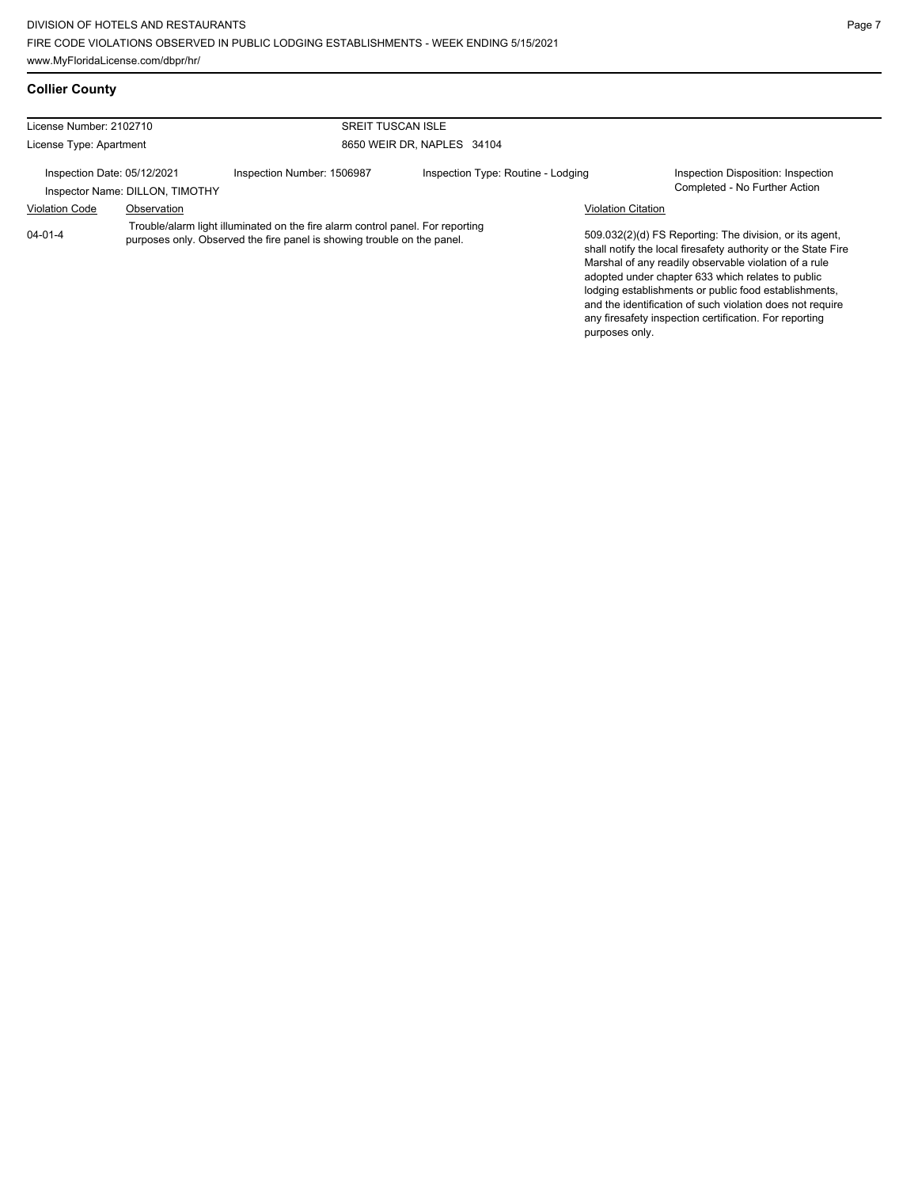## Collier County

| License Number: 2102710 | | SREIT TUSCAN ISLE | |
|---|---|---|---|
| License Type: Apartment | | 8650 WEIR DR, NAPLES 34104 | |
| Inspection Date: 05/12/2021<br>Inspector Name: DILLON, TIMOTHY | Inspection Number: 1506987 | Inspection Type: Routine - Lodging | Inspection Disposition: Inspection Completed - No Further Action |

| Violation Code | Observation | Violation Citation |
|---|---|---|
| 04-01-4 | Trouble/alarm light illuminated on the fire alarm control panel. For reporting purposes only. Observed the fire panel is showing trouble on the panel. | 509.032(2)(d) FS Reporting: The division, or its agent, shall notify the local firesafety authority or the State Fire Marshal of any readily observable violation of a rule adopted under chapter 633 which relates to public lodging establishments or public food establishments, and the identification of such violation does not require any firesafety inspection certification. For reporting purposes only. |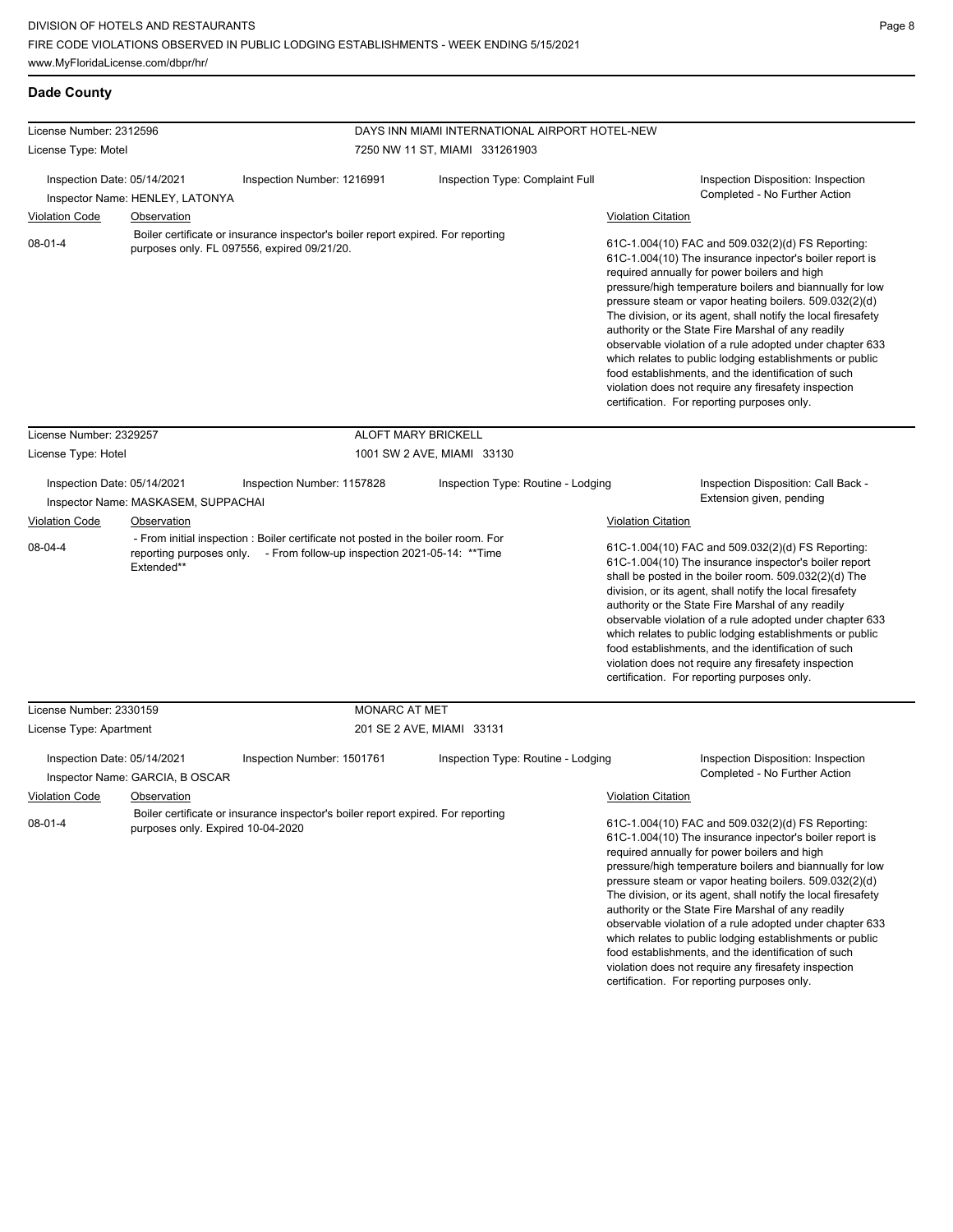## Dade County

**License Number:** 2312596
**License Type:** Motel
**DAYS INN MIAMI INTERNATIONAL AIRPORT HOTEL-NEW**
7250 NW 11 ST, MIAMI 331261903

Inspection Date: 05/14/2021
Inspection Number: 1216991
Inspection Type: Complaint Full
Inspection Disposition: Inspection Completed - No Further Action
Inspector Name: HENLEY, LATONYA

| Violation Code | Observation | Violation Citation |
|---|---|---|
| 08-01-4 | Boiler certificate or insurance inspector's boiler report expired. For reporting purposes only. FL 097556, expired 09/21/20. | 61C-1.004(10) FAC and 509.032(2)(d) FS Reporting: 61C-1.004(10) The insurance inpector's boiler report is required annually for power boilers and high pressure/high temperature boilers and biannually for low pressure steam or vapor heating boilers. 509.032(2)(d) The division, or its agent, shall notify the local firesafety authority or the State Fire Marshal of any readily observable violation of a rule adopted under chapter 633 which relates to public lodging establishments or public food establishments, and the identification of such violation does not require any firesafety inspection certification. For reporting purposes only. |

**License Number:** 2329257
**License Type:** Hotel
**ALOFT MARY BRICKELL**
1001 SW 2 AVE, MIAMI 33130

Inspection Date: 05/14/2021
Inspection Number: 1157828
Inspection Type: Routine - Lodging
Inspection Disposition: Call Back - Extension given, pending
Inspector Name: MASKASEM, SUPPACHAI

| Violation Code | Observation | Violation Citation |
|---|---|---|
| 08-04-4 | - From initial inspection : Boiler certificate not posted in the boiler room. For reporting purposes only. - From follow-up inspection 2021-05-14: **Time Extended** | 61C-1.004(10) FAC and 509.032(2)(d) FS Reporting: 61C-1.004(10) The insurance inspector's boiler report shall be posted in the boiler room. 509.032(2)(d) The division, or its agent, shall notify the local firesafety authority or the State Fire Marshal of any readily observable violation of a rule adopted under chapter 633 which relates to public lodging establishments or public food establishments, and the identification of such violation does not require any firesafety inspection certification. For reporting purposes only. |

**License Number:** 2330159
**License Type:** Apartment
**MONARC AT MET**
201 SE 2 AVE, MIAMI 33131

Inspection Date: 05/14/2021
Inspection Number: 1501761
Inspection Type: Routine - Lodging
Inspection Disposition: Inspection Completed - No Further Action
Inspector Name: GARCIA, B OSCAR

| Violation Code | Observation | Violation Citation |
|---|---|---|
| 08-01-4 | Boiler certificate or insurance inspector's boiler report expired. For reporting purposes only. Expired 10-04-2020 | 61C-1.004(10) FAC and 509.032(2)(d) FS Reporting: 61C-1.004(10) The insurance inpector's boiler report is required annually for power boilers and high pressure/high temperature boilers and biannually for low pressure steam or vapor heating boilers. 509.032(2)(d) The division, or its agent, shall notify the local firesafety authority or the State Fire Marshal of any readily observable violation of a rule adopted under chapter 633 which relates to public lodging establishments or public food establishments, and the identification of such violation does not require any firesafety inspection certification. For reporting purposes only. |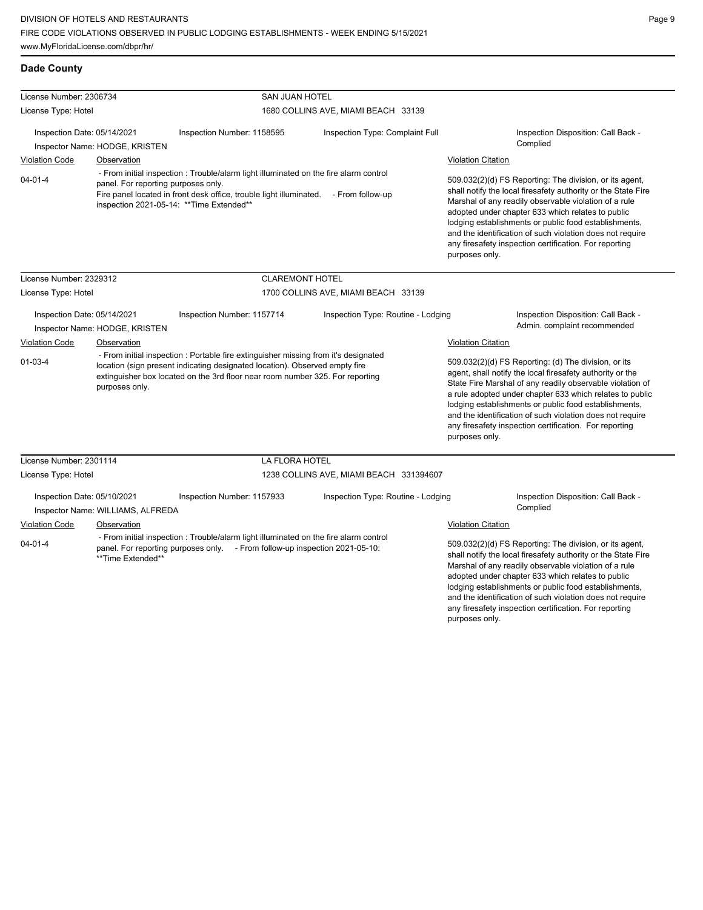## Dade County

**License Number:** 2306734 — **SAN JUAN HOTEL**
**License Type:** Hotel — 1680 COLLINS AVE, MIAMI BEACH 33139

Inspection Date: 05/14/2021 | Inspection Number: 1158595 | Inspection Type: Complaint Full | Inspection Disposition: Call Back - Complied
Inspector Name: HODGE, KRISTEN

| Violation Code | Observation | Violation Citation |
|---|---|---|
| 04-01-4 | - From initial inspection : Trouble/alarm light illuminated on the fire alarm control panel. For reporting purposes only. Fire panel located in front desk office, trouble light illuminated. - From follow-up inspection 2021-05-14: **Time Extended** | 509.032(2)(d) FS Reporting: The division, or its agent, shall notify the local firesafety authority or the State Fire Marshal of any readily observable violation of a rule adopted under chapter 633 which relates to public lodging establishments or public food establishments, and the identification of such violation does not require any firesafety inspection certification. For reporting purposes only. |

**License Number:** 2329312 — **CLAREMONT HOTEL**
**License Type:** Hotel — 1700 COLLINS AVE, MIAMI BEACH 33139

Inspection Date: 05/14/2021 | Inspection Number: 1157714 | Inspection Type: Routine - Lodging | Inspection Disposition: Call Back - Admin. complaint recommended
Inspector Name: HODGE, KRISTEN

| Violation Code | Observation | Violation Citation |
|---|---|---|
| 01-03-4 | - From initial inspection : Portable fire extinguisher missing from it's designated location (sign present indicating designated location). Observed empty fire extinguisher box located on the 3rd floor near room number 325. For reporting purposes only. | 509.032(2)(d) FS Reporting: (d) The division, or its agent, shall notify the local firesafety authority or the State Fire Marshal of any readily observable violation of a rule adopted under chapter 633 which relates to public lodging establishments or public food establishments, and the identification of such violation does not require any firesafety inspection certification. For reporting purposes only. |

**License Number:** 2301114 — **LA FLORA HOTEL**
**License Type:** Hotel — 1238 COLLINS AVE, MIAMI BEACH 331394607

Inspection Date: 05/10/2021 | Inspection Number: 1157933 | Inspection Type: Routine - Lodging | Inspection Disposition: Call Back - Complied
Inspector Name: WILLIAMS, ALFREDA

| Violation Code | Observation | Violation Citation |
|---|---|---|
| 04-01-4 | - From initial inspection : Trouble/alarm light illuminated on the fire alarm control panel. For reporting purposes only. - From follow-up inspection 2021-05-10: **Time Extended** | 509.032(2)(d) FS Reporting: The division, or its agent, shall notify the local firesafety authority or the State Fire Marshal of any readily observable violation of a rule adopted under chapter 633 which relates to public lodging establishments or public food establishments, and the identification of such violation does not require any firesafety inspection certification. For reporting purposes only. |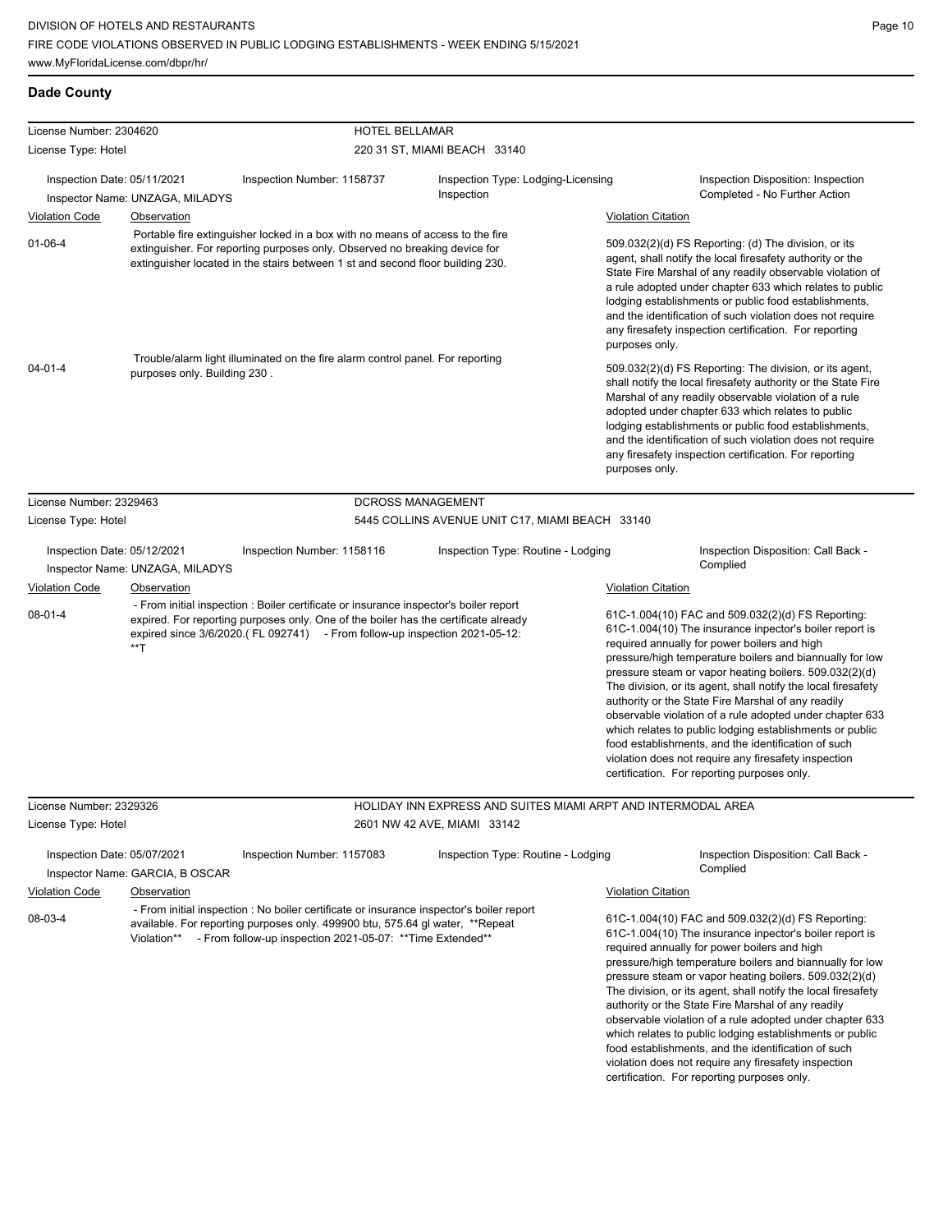## Dade County

**License Number:** 2304620 — **HOTEL BELLAMAR**
**License Type:** Hotel — 220 31 ST, MIAMI BEACH 33140

**Inspection Date:** 05/11/2021 | **Inspection Number:** 1158737 | **Inspection Type:** Lodging-Licensing Inspection | **Inspection Disposition:** Inspection Completed - No Further Action
**Inspector Name:** UNZAGA, MILADYS

| Violation Code | Observation | Violation Citation |
| --- | --- | --- |
| 01-06-4 | Portable fire extinguisher locked in a box with no means of access to the fire extinguisher. For reporting purposes only. Observed no breaking device for extinguisher located in the stairs between 1 st and second floor building 230. | 509.032(2)(d) FS Reporting: (d) The division, or its agent, shall notify the local firesafety authority or the State Fire Marshal of any readily observable violation of a rule adopted under chapter 633 which relates to public lodging establishments or public food establishments, and the identification of such violation does not require any firesafety inspection certification. For reporting purposes only. |
| 04-01-4 | Trouble/alarm light illuminated on the fire alarm control panel. For reporting purposes only. Building 230 . | 509.032(2)(d) FS Reporting: The division, or its agent, shall notify the local firesafety authority or the State Fire Marshal of any readily observable violation of a rule adopted under chapter 633 which relates to public lodging establishments or public food establishments, and the identification of such violation does not require any firesafety inspection certification. For reporting purposes only. |

**License Number:** 2329463 — **DCROSS MANAGEMENT**
**License Type:** Hotel — 5445 COLLINS AVENUE UNIT C17, MIAMI BEACH 33140

**Inspection Date:** 05/12/2021 | **Inspection Number:** 1158116 | **Inspection Type:** Routine - Lodging | **Inspection Disposition:** Call Back - Complied
**Inspector Name:** UNZAGA, MILADYS

| Violation Code | Observation | Violation Citation |
| --- | --- | --- |
| 08-01-4 | - From initial inspection : Boiler certificate or insurance inspector's boiler report expired. For reporting purposes only. One of the boiler has the certificate already expired since 3/6/2020.( FL 092741) - From follow-up inspection 2021-05-12: **T | 61C-1.004(10) FAC and 509.032(2)(d) FS Reporting: 61C-1.004(10) The insurance inpector's boiler report is required annually for power boilers and high pressure/high temperature boilers and biannually for low pressure steam or vapor heating boilers. 509.032(2)(d) The division, or its agent, shall notify the local firesafety authority or the State Fire Marshal of any readily observable violation of a rule adopted under chapter 633 which relates to public lodging establishments or public food establishments, and the identification of such violation does not require any firesafety inspection certification. For reporting purposes only. |

**License Number:** 2329326 — **HOLIDAY INN EXPRESS AND SUITES MIAMI ARPT AND INTERMODAL AREA**
**License Type:** Hotel — 2601 NW 42 AVE, MIAMI 33142

**Inspection Date:** 05/07/2021 | **Inspection Number:** 1157083 | **Inspection Type:** Routine - Lodging | **Inspection Disposition:** Call Back - Complied
**Inspector Name:** GARCIA, B OSCAR

| Violation Code | Observation | Violation Citation |
| --- | --- | --- |
| 08-03-4 | - From initial inspection : No boiler certificate or insurance inspector's boiler report available. For reporting purposes only. 499900 btu, 575.64 gl water, **Repeat Violation** - From follow-up inspection 2021-05-07: **Time Extended** | 61C-1.004(10) FAC and 509.032(2)(d) FS Reporting: 61C-1.004(10) The insurance inpector's boiler report is required annually for power boilers and high pressure/high temperature boilers and biannually for low pressure steam or vapor heating boilers. 509.032(2)(d) The division, or its agent, shall notify the local firesafety authority or the State Fire Marshal of any readily observable violation of a rule adopted under chapter 633 which relates to public lodging establishments or public food establishments, and the identification of such violation does not require any firesafety inspection certification. For reporting purposes only. |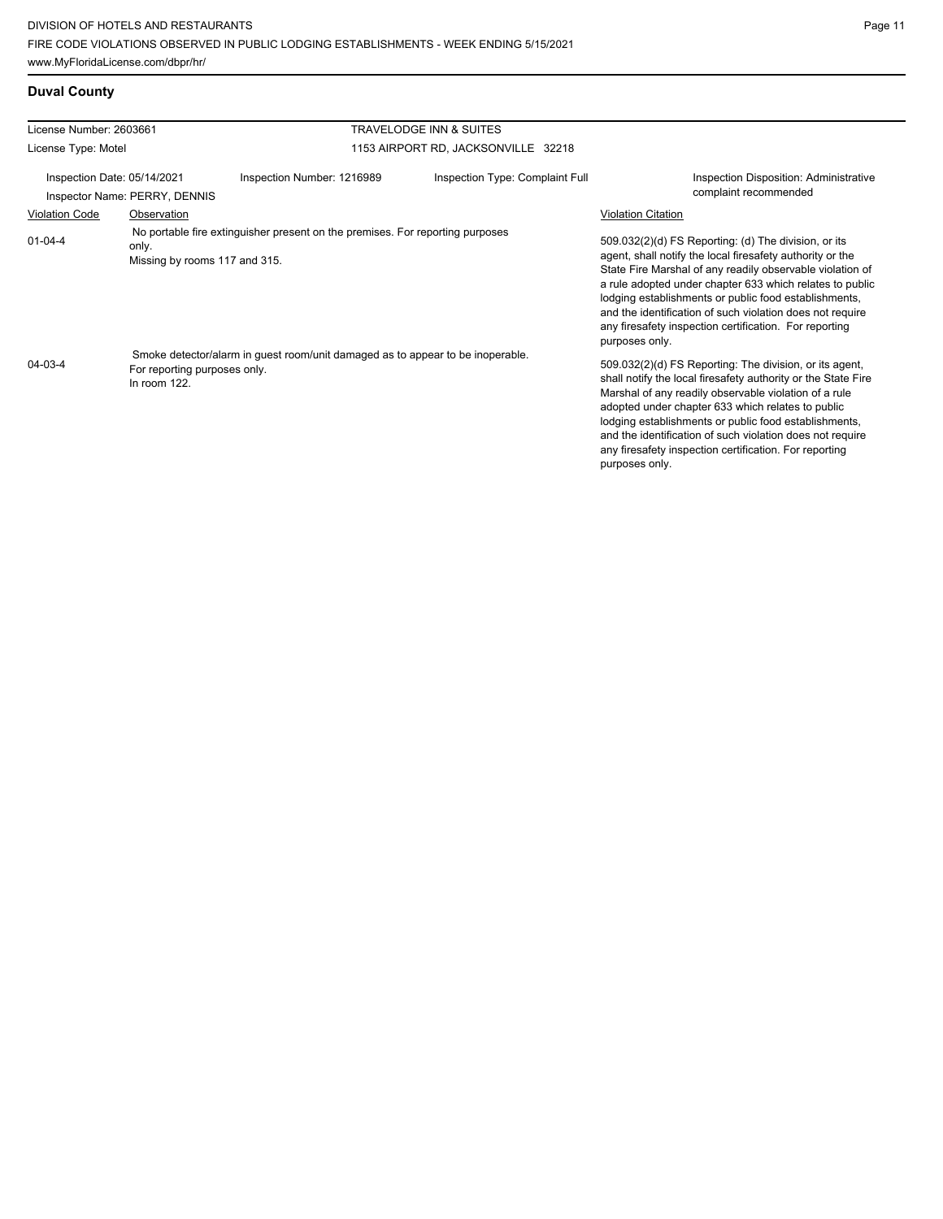## Duval County

| License Number: 2603661 | | TRAVELODGE INN & SUITES | |
|---|---|---|---|
| License Type: Motel | | 1153 AIRPORT RD, JACKSONVILLE 32218 | |

Inspection Date: 05/14/2021 | Inspection Number: 1216989 | Inspection Type: Complaint Full | Inspection Disposition: Administrative complaint recommended

Inspector Name: PERRY, DENNIS

| Violation Code | Observation | Violation Citation |
|---|---|---|
| 01-04-4 | No portable fire extinguisher present on the premises. For reporting purposes only. Missing by rooms 117 and 315. | 509.032(2)(d) FS Reporting: (d) The division, or its agent, shall notify the local firesafety authority or the State Fire Marshal of any readily observable violation of a rule adopted under chapter 633 which relates to public lodging establishments or public food establishments, and the identification of such violation does not require any firesafety inspection certification. For reporting purposes only. |
| 04-03-4 | Smoke detector/alarm in guest room/unit damaged as to appear to be inoperable. For reporting purposes only. In room 122. | 509.032(2)(d) FS Reporting: The division, or its agent, shall notify the local firesafety authority or the State Fire Marshal of any readily observable violation of a rule adopted under chapter 633 which relates to public lodging establishments or public food establishments, and the identification of such violation does not require any firesafety inspection certification. For reporting purposes only. |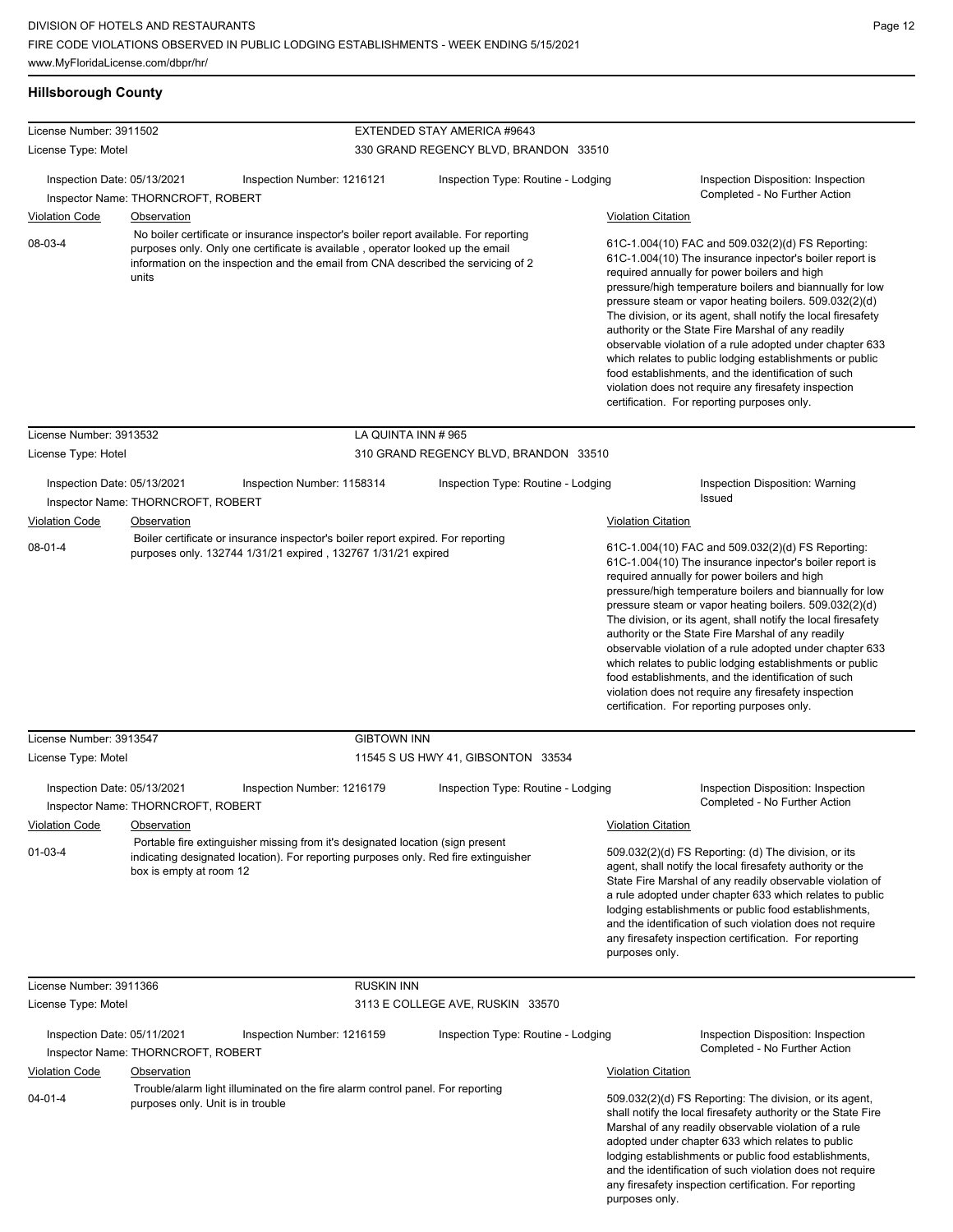## Hillsborough County

**License Number:** 3911502
**License Type:** Motel
**EXTENDED STAY AMERICA #9643**
330 GRAND REGENCY BLVD, BRANDON 33510

Inspection Date: 05/13/2021
Inspection Number: 1216121
Inspection Type: Routine - Lodging
Inspection Disposition: Inspection Completed - No Further Action
Inspector Name: THORNCROFT, ROBERT

| Violation Code | Observation | Violation Citation |
|---|---|---|
| 08-03-4 | No boiler certificate or insurance inspector's boiler report available. For reporting purposes only. Only one certificate is available , operator looked up the email information on the inspection and the email from CNA described the servicing of 2 units | 61C-1.004(10) FAC and 509.032(2)(d) FS Reporting: 61C-1.004(10) The insurance inspector's boiler report is required annually for power boilers and high pressure/high temperature boilers and biannually for low pressure steam or vapor heating boilers. 509.032(2)(d) The division, or its agent, shall notify the local firesafety authority or the State Fire Marshal of any readily observable violation of a rule adopted under chapter 633 which relates to public lodging establishments or public food establishments, and the identification of such violation does not require any firesafety inspection certification. For reporting purposes only. |

**License Number:** 3913532
**License Type:** Hotel
**LA QUINTA INN # 965**
310 GRAND REGENCY BLVD, BRANDON 33510

Inspection Date: 05/13/2021
Inspection Number: 1158314
Inspection Type: Routine - Lodging
Inspection Disposition: Warning Issued
Inspector Name: THORNCROFT, ROBERT

| Violation Code | Observation | Violation Citation |
|---|---|---|
| 08-01-4 | Boiler certificate or insurance inspector's boiler report expired. For reporting purposes only. 132744 1/31/21 expired , 132767 1/31/21 expired | 61C-1.004(10) FAC and 509.032(2)(d) FS Reporting: 61C-1.004(10) The insurance inpector's boiler report is required annually for power boilers and high pressure/high temperature boilers and biannually for low pressure steam or vapor heating boilers. 509.032(2)(d) The division, or its agent, shall notify the local firesafety authority or the State Fire Marshal of any readily observable violation of a rule adopted under chapter 633 which relates to public lodging establishments or public food establishments, and the identification of such violation does not require any firesafety inspection certification. For reporting purposes only. |

**License Number:** 3913547
**License Type:** Motel
**GIBTOWN INN**
11545 S US HWY 41, GIBSONTON 33534

Inspection Date: 05/13/2021
Inspection Number: 1216179
Inspection Type: Routine - Lodging
Inspection Disposition: Inspection Completed - No Further Action
Inspector Name: THORNCROFT, ROBERT

| Violation Code | Observation | Violation Citation |
|---|---|---|
| 01-03-4 | Portable fire extinguisher missing from it's designated location (sign present indicating designated location). For reporting purposes only. Red fire extinguisher box is empty at room 12 | 509.032(2)(d) FS Reporting: (d) The division, or its agent, shall notify the local firesafety authority or the State Fire Marshal of any readily observable violation of a rule adopted under chapter 633 which relates to public lodging establishments or public food establishments, and the identification of such violation does not require any firesafety inspection certification. For reporting purposes only. |

**License Number:** 3911366
**License Type:** Motel
**RUSKIN INN**
3113 E COLLEGE AVE, RUSKIN 33570

Inspection Date: 05/11/2021
Inspection Number: 1216159
Inspection Type: Routine - Lodging
Inspection Disposition: Inspection Completed - No Further Action
Inspector Name: THORNCROFT, ROBERT

| Violation Code | Observation | Violation Citation |
|---|---|---|
| 04-01-4 | Trouble/alarm light illuminated on the fire alarm control panel. For reporting purposes only. Unit is in trouble | 509.032(2)(d) FS Reporting: The division, or its agent, shall notify the local firesafety authority or the State Fire Marshal of any readily observable violation of a rule adopted under chapter 633 which relates to public lodging establishments or public food establishments, and the identification of such violation does not require any firesafety inspection certification. For reporting purposes only. |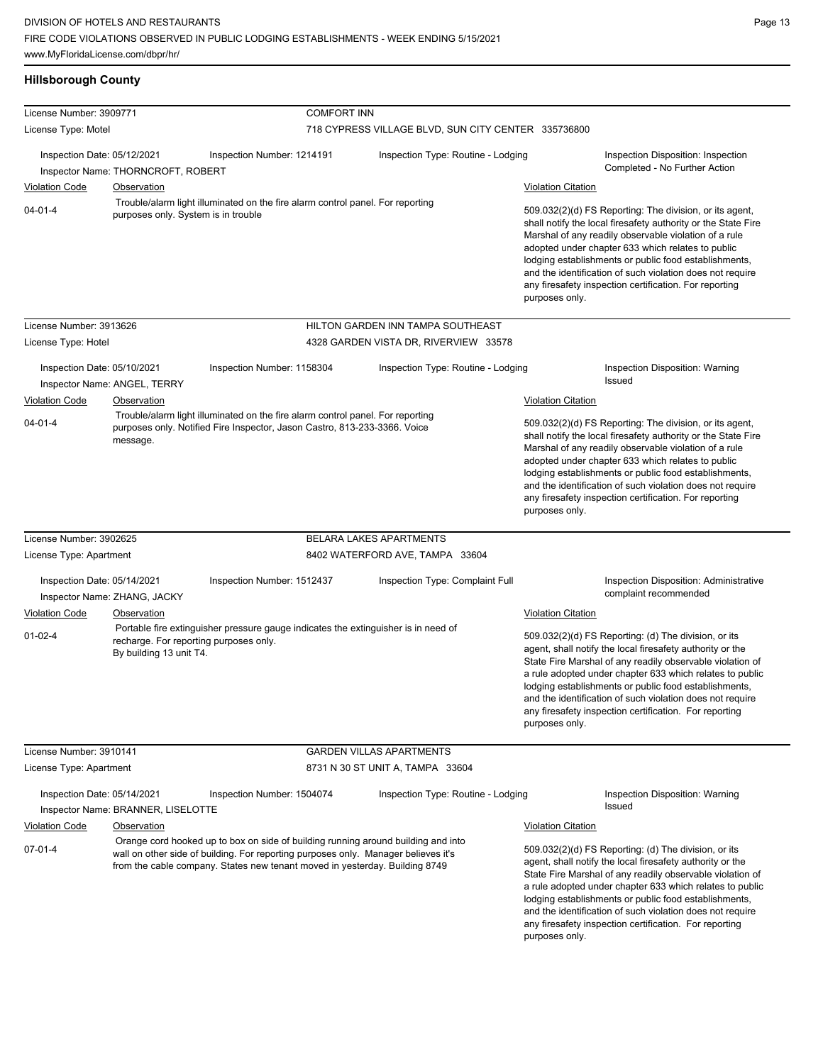## Hillsborough County

**License Number:** 3909771 — **COMFORT INN**
**License Type:** Motel — 718 CYPRESS VILLAGE BLVD, SUN CITY CENTER 335736800

**Inspection Date:** 05/12/2021 | **Inspection Number:** 1214191 | **Inspection Type:** Routine - Lodging | **Inspection Disposition:** Inspection Completed - No Further Action
**Inspector Name:** THORNCROFT, ROBERT

| Violation Code | Observation | Violation Citation |
| --- | --- | --- |
| 04-01-4 | Trouble/alarm light illuminated on the fire alarm control panel. For reporting purposes only. System is in trouble | 509.032(2)(d) FS Reporting: The division, or its agent, shall notify the local firesafety authority or the State Fire Marshal of any readily observable violation of a rule adopted under chapter 633 which relates to public lodging establishments or public food establishments, and the identification of such violation does not require any firesafety inspection certification. For reporting purposes only. |

**License Number:** 3913626 — **HILTON GARDEN INN TAMPA SOUTHEAST**
**License Type:** Hotel — 4328 GARDEN VISTA DR, RIVERVIEW 33578

**Inspection Date:** 05/10/2021 | **Inspection Number:** 1158304 | **Inspection Type:** Routine - Lodging | **Inspection Disposition:** Warning Issued
**Inspector Name:** ANGEL, TERRY

| Violation Code | Observation | Violation Citation |
| --- | --- | --- |
| 04-01-4 | Trouble/alarm light illuminated on the fire alarm control panel. For reporting purposes only. Notified Fire Inspector, Jason Castro, 813-233-3366. Voice message. | 509.032(2)(d) FS Reporting: The division, or its agent, shall notify the local firesafety authority or the State Fire Marshal of any readily observable violation of a rule adopted under chapter 633 which relates to public lodging establishments or public food establishments, and the identification of such violation does not require any firesafety inspection certification. For reporting purposes only. |

**License Number:** 3902625 — **BELARA LAKES APARTMENTS**
**License Type:** Apartment — 8402 WATERFORD AVE, TAMPA 33604

**Inspection Date:** 05/14/2021 | **Inspection Number:** 1512437 | **Inspection Type:** Complaint Full | **Inspection Disposition:** Administrative complaint recommended
**Inspector Name:** ZHANG, JACKY

| Violation Code | Observation | Violation Citation |
| --- | --- | --- |
| 01-02-4 | Portable fire extinguisher pressure gauge indicates the extinguisher is in need of recharge. For reporting purposes only. By building 13 unit T4. | 509.032(2)(d) FS Reporting: (d) The division, or its agent, shall notify the local firesafety authority or the State Fire Marshal of any readily observable violation of a rule adopted under chapter 633 which relates to public lodging establishments or public food establishments, and the identification of such violation does not require any firesafety inspection certification. For reporting purposes only. |

**License Number:** 3910141 — **GARDEN VILLAS APARTMENTS**
**License Type:** Apartment — 8731 N 30 ST UNIT A, TAMPA 33604

**Inspection Date:** 05/14/2021 | **Inspection Number:** 1504074 | **Inspection Type:** Routine - Lodging | **Inspection Disposition:** Warning Issued
**Inspector Name:** BRANNER, LISELOTTE

| Violation Code | Observation | Violation Citation |
| --- | --- | --- |
| 07-01-4 | Orange cord hooked up to box on side of building running around building and into wall on other side of building. For reporting purposes only. Manager believes it's from the cable company. States new tenant moved in yesterday. Building 8749 | 509.032(2)(d) FS Reporting: (d) The division, or its agent, shall notify the local firesafety authority or the State Fire Marshal of any readily observable violation of a rule adopted under chapter 633 which relates to public lodging establishments or public food establishments, and the identification of such violation does not require any firesafety inspection certification. For reporting purposes only. |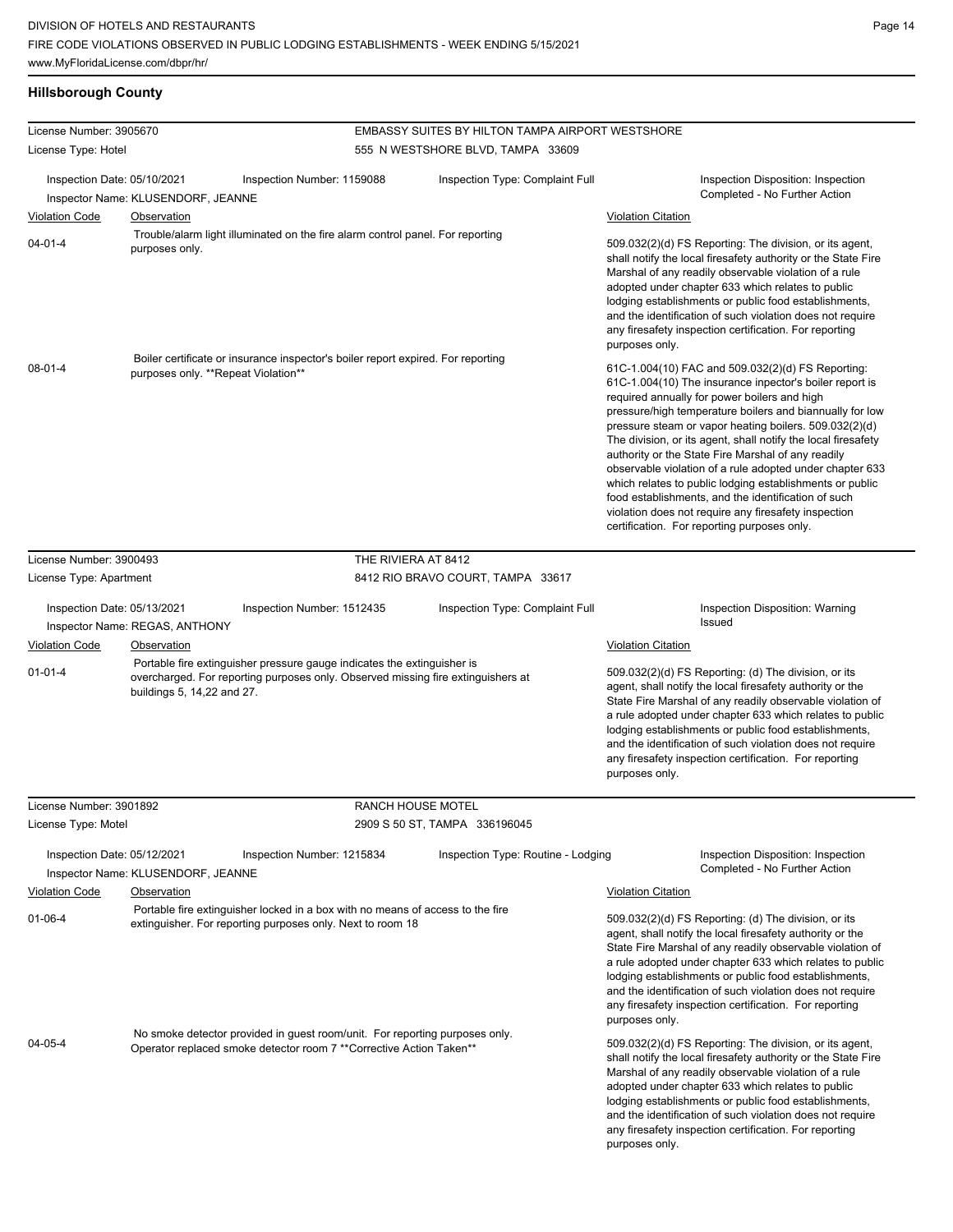## Hillsborough County

**License Number:** 3905670
**License Type:** Hotel

**EMBASSY SUITES BY HILTON TAMPA AIRPORT WESTSHORE**
555 N WESTSHORE BLVD, TAMPA 33609

Inspection Date: 05/10/2021 | Inspection Number: 1159088 | Inspection Type: Complaint Full | Inspection Disposition: Inspection Completed - No Further Action

Inspector Name: KLUSENDORF, JEANNE

| Violation Code | Observation | Violation Citation |
|---|---|---|
| 04-01-4 | Trouble/alarm light illuminated on the fire alarm control panel. For reporting purposes only. | 509.032(2)(d) FS Reporting: The division, or its agent, shall notify the local firesafety authority or the State Fire Marshal of any readily observable violation of a rule adopted under chapter 633 which relates to public lodging establishments or public food establishments, and the identification of such violation does not require any firesafety inspection certification. For reporting purposes only. |
| 08-01-4 | Boiler certificate or insurance inspector's boiler report expired. For reporting purposes only. **Repeat Violation** | 61C-1.004(10) FAC and 509.032(2)(d) FS Reporting: 61C-1.004(10) The insurance inpector's boiler report is required annually for power boilers and high pressure/high temperature boilers and biannually for low pressure steam or vapor heating boilers. 509.032(2)(d) The division, or its agent, shall notify the local firesafety authority or the State Fire Marshal of any readily observable violation of a rule adopted under chapter 633 which relates to public lodging establishments or public food establishments, and the identification of such violation does not require any firesafety inspection certification. For reporting purposes only. |

**License Number:** 3900493
**License Type:** Apartment

**THE RIVIERA AT 8412**
8412 RIO BRAVO COURT, TAMPA 33617

Inspection Date: 05/13/2021 | Inspection Number: 1512435 | Inspection Type: Complaint Full | Inspection Disposition: Warning Issued

Inspector Name: REGAS, ANTHONY

| Violation Code | Observation | Violation Citation |
|---|---|---|
| 01-01-4 | Portable fire extinguisher pressure gauge indicates the extinguisher is overcharged. For reporting purposes only. Observed missing fire extinguishers at buildings 5, 14,22 and 27. | 509.032(2)(d) FS Reporting: (d) The division, or its agent, shall notify the local firesafety authority or the State Fire Marshal of any readily observable violation of a rule adopted under chapter 633 which relates to public lodging establishments or public food establishments, and the identification of such violation does not require any firesafety inspection certification. For reporting purposes only. |

**License Number:** 3901892
**License Type:** Motel

**RANCH HOUSE MOTEL**
2909 S 50 ST, TAMPA 336196045

Inspection Date: 05/12/2021 | Inspection Number: 1215834 | Inspection Type: Routine - Lodging | Inspection Disposition: Inspection Completed - No Further Action

Inspector Name: KLUSENDORF, JEANNE

| Violation Code | Observation | Violation Citation |
|---|---|---|
| 01-06-4 | Portable fire extinguisher locked in a box with no means of access to the fire extinguisher. For reporting purposes only. Next to room 18 | 509.032(2)(d) FS Reporting: (d) The division, or its agent, shall notify the local firesafety authority or the State Fire Marshal of any readily observable violation of a rule adopted under chapter 633 which relates to public lodging establishments or public food establishments, and the identification of such violation does not require any firesafety inspection certification. For reporting purposes only. |
| 04-05-4 | No smoke detector provided in guest room/unit. For reporting purposes only. Operator replaced smoke detector room 7 **Corrective Action Taken** | 509.032(2)(d) FS Reporting: The division, or its agent, shall notify the local firesafety authority or the State Fire Marshal of any readily observable violation of a rule adopted under chapter 633 which relates to public lodging establishments or public food establishments, and the identification of such violation does not require any firesafety inspection certification. For reporting purposes only. |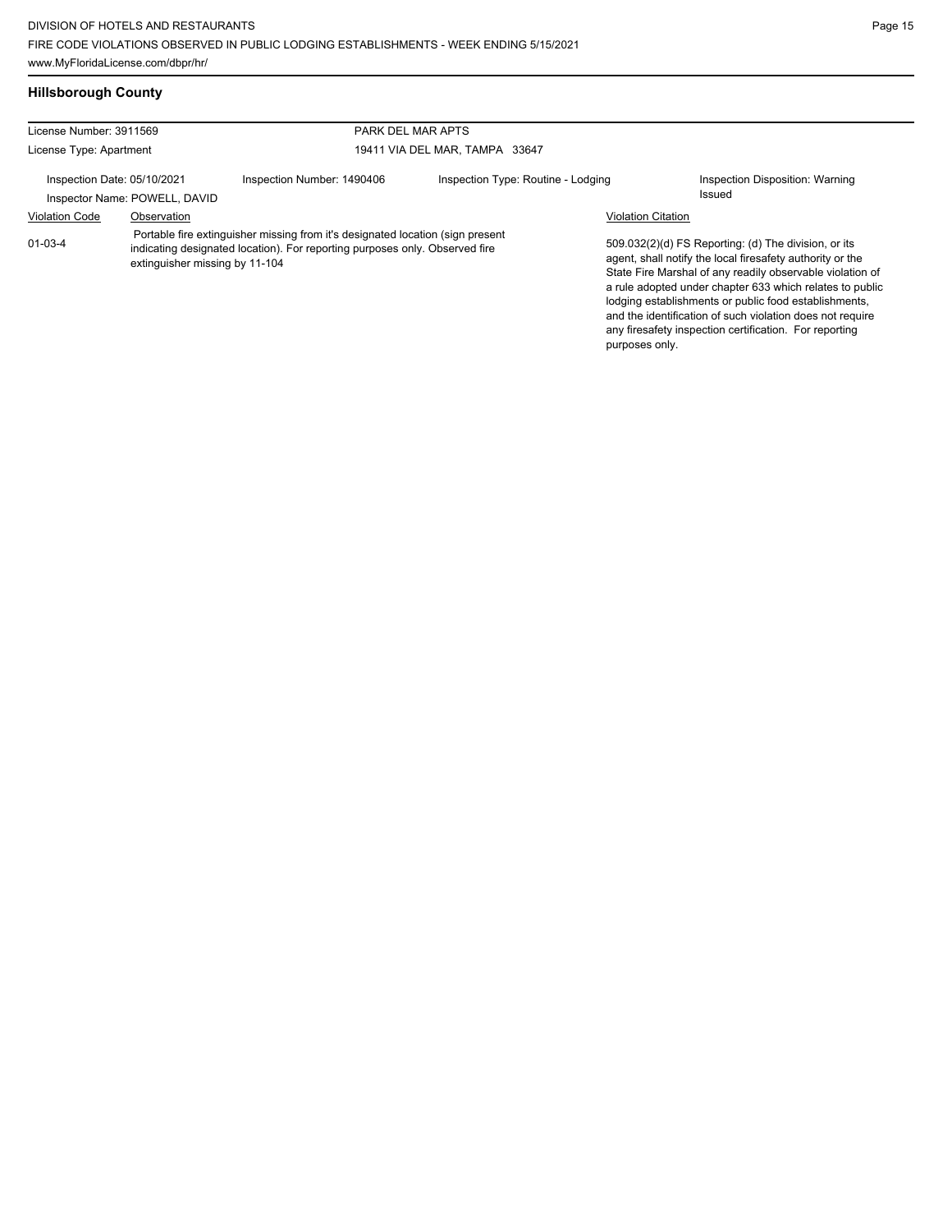## Hillsborough County

| License Number: 3911569 | | PARK DEL MAR APTS | |
|---|---|---|---|
| License Type: Apartment | | 19411 VIA DEL MAR, TAMPA 33647 | |
| Inspection Date: 05/10/2021 | Inspection Number: 1490406 | Inspection Type: Routine - Lodging | Inspection Disposition: Warning Issued |
| Inspector Name: POWELL, DAVID | | | |

| Violation Code | Observation | Violation Citation |
|---|---|---|
| 01-03-4 | Portable fire extinguisher missing from it's designated location (sign present indicating designated location). For reporting purposes only. Observed fire extinguisher missing by 11-104 | 509.032(2)(d) FS Reporting: (d) The division, or its agent, shall notify the local firesafety authority or the State Fire Marshal of any readily observable violation of a rule adopted under chapter 633 which relates to public lodging establishments or public food establishments, and the identification of such violation does not require any firesafety inspection certification. For reporting purposes only. |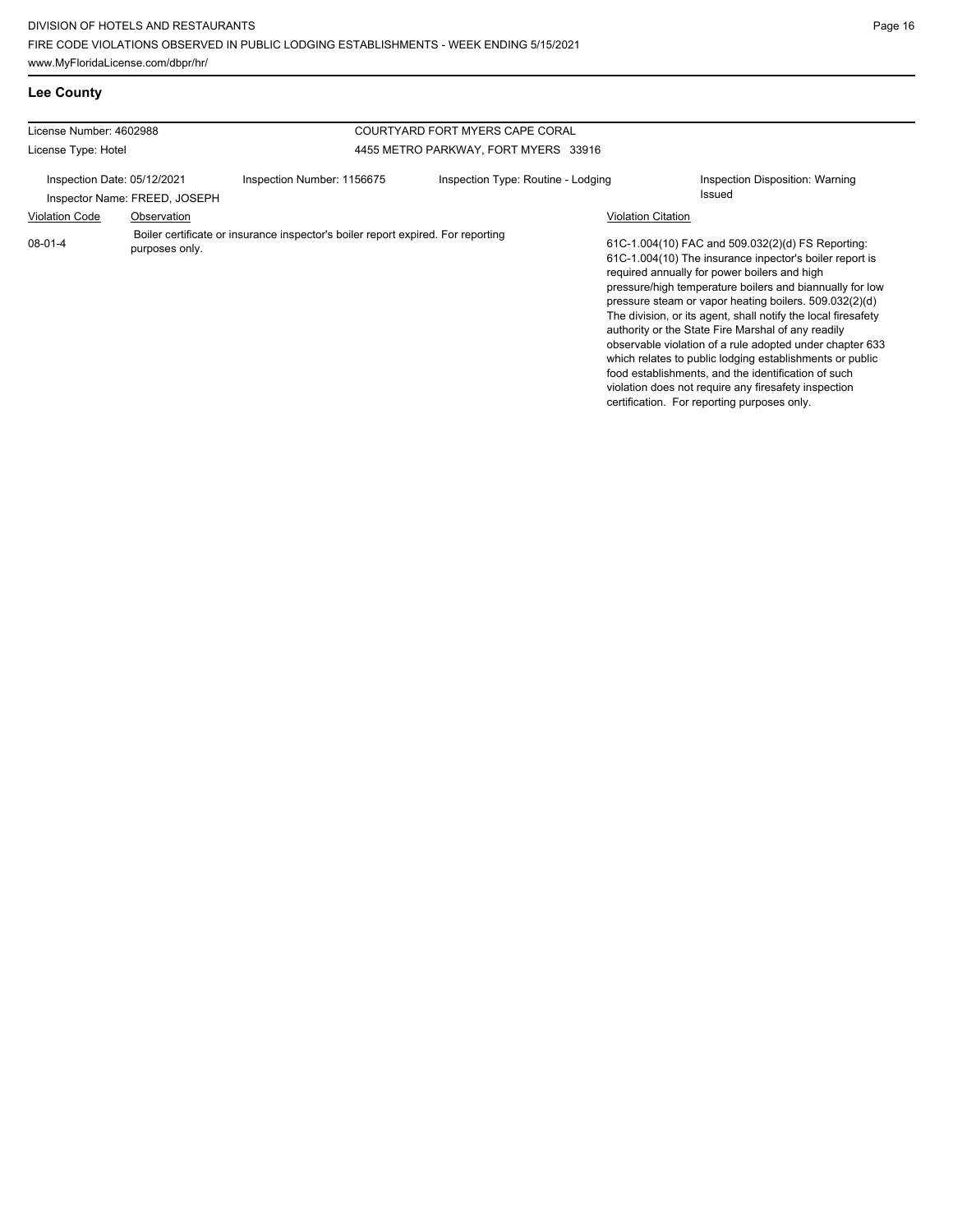## Lee County

| License Number: 4602988 | | COURTYARD FORT MYERS CAPE CORAL | |
|---|---|---|---|
| License Type: Hotel | | 4455 METRO PARKWAY, FORT MYERS 33916 | |
| Inspection Date: 05/12/2021 | Inspection Number: 1156675 | Inspection Type: Routine - Lodging | Inspection Disposition: Warning Issued |
| Inspector Name: FREED, JOSEPH | | | |

| Violation Code | Observation | Violation Citation |
|---|---|---|
| 08-01-4 | Boiler certificate or insurance inspector's boiler report expired. For reporting purposes only. | 61C-1.004(10) FAC and 509.032(2)(d) FS Reporting: 61C-1.004(10) The insurance inpector's boiler report is required annually for power boilers and high pressure/high temperature boilers and biannually for low pressure steam or vapor heating boilers. 509.032(2)(d) The division, or its agent, shall notify the local firesafety authority or the State Fire Marshal of any readily observable violation of a rule adopted under chapter 633 which relates to public lodging establishments or public food establishments, and the identification of such violation does not require any firesafety inspection certification. For reporting purposes only. |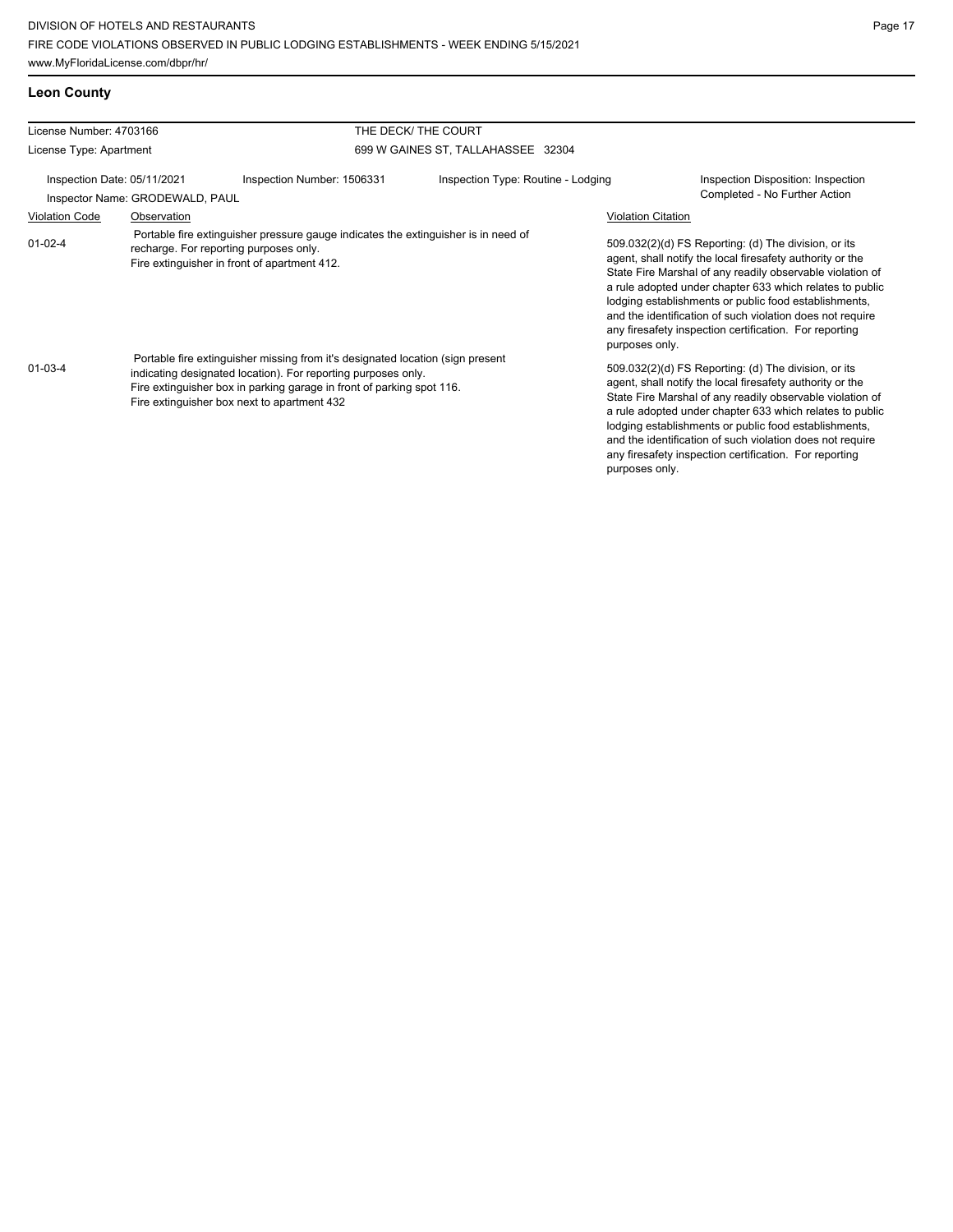## Leon County

| License Number: 4703166 | THE DECK/ THE COURT |
|---|---|
| License Type: Apartment | 699 W GAINES ST, TALLAHASSEE 32304 |

Inspection Date: 05/11/2021 | Inspection Number: 1506331 | Inspection Type: Routine - Lodging | Inspection Disposition: Inspection Completed - No Further Action

Inspector Name: GRODEWALD, PAUL

| Violation Code | Observation | Violation Citation |
|---|---|---|
| 01-02-4 | Portable fire extinguisher pressure gauge indicates the extinguisher is in need of recharge. For reporting purposes only. Fire extinguisher in front of apartment 412. | 509.032(2)(d) FS Reporting: (d) The division, or its agent, shall notify the local firesafety authority or the State Fire Marshal of any readily observable violation of a rule adopted under chapter 633 which relates to public lodging establishments or public food establishments, and the identification of such violation does not require any firesafety inspection certification. For reporting purposes only. |
| 01-03-4 | Portable fire extinguisher missing from it's designated location (sign present indicating designated location). For reporting purposes only. Fire extinguisher box in parking garage in front of parking spot 116. Fire extinguisher box next to apartment 432 | 509.032(2)(d) FS Reporting: (d) The division, or its agent, shall notify the local firesafety authority or the State Fire Marshal of any readily observable violation of a rule adopted under chapter 633 which relates to public lodging establishments or public food establishments, and the identification of such violation does not require any firesafety inspection certification. For reporting purposes only. |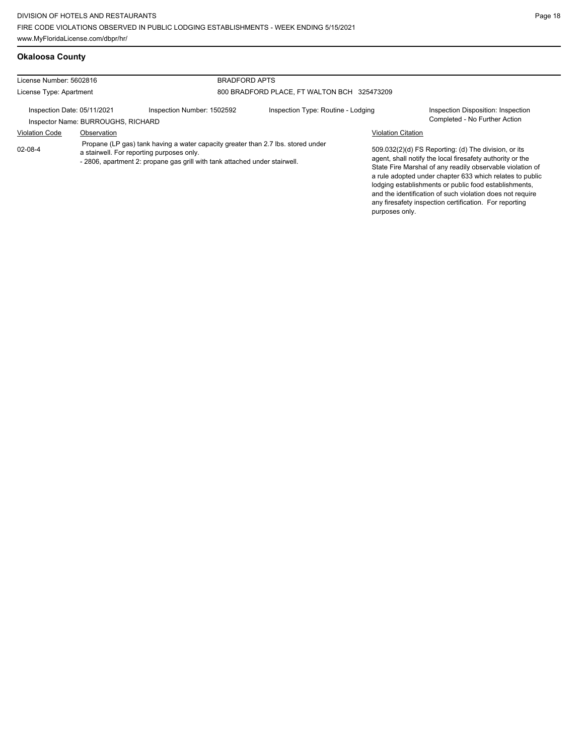## Okaloosa County

| License Number: 5602816 | | BRADFORD APTS | |
|---|---|---|---|
| License Type: Apartment | | 800 BRADFORD PLACE, FT WALTON BCH 325473209 | |
| Inspection Date: 05/11/2021 | Inspection Number: 1502592 | Inspection Type: Routine - Lodging | Inspection Disposition: Inspection Completed - No Further Action |
| Inspector Name: BURROUGHS, RICHARD | | | |

| Violation Code | Observation | Violation Citation |
|---|---|---|
| 02-08-4 | Propane (LP gas) tank having a water capacity greater than 2.7 lbs. stored under a stairwell. For reporting purposes only. - 2806, apartment 2: propane gas grill with tank attached under stairwell. | 509.032(2)(d) FS Reporting: (d) The division, or its agent, shall notify the local firesafety authority or the State Fire Marshal of any readily observable violation of a rule adopted under chapter 633 which relates to public lodging establishments or public food establishments, and the identification of such violation does not require any firesafety inspection certification. For reporting purposes only. |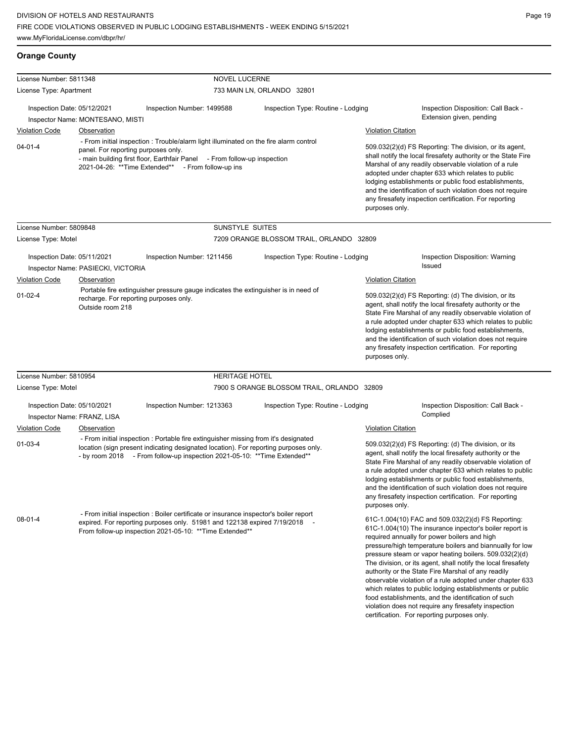## Orange County

**License Number:** 5811348 — **NOVEL LUCERNE**
**License Type:** Apartment — 733 MAIN LN, ORLANDO 32801

**Inspection Date:** 05/12/2021 | **Inspection Number:** 1499588 | **Inspection Type:** Routine - Lodging | **Inspection Disposition:** Call Back - Extension given, pending
**Inspector Name:** MONTESANO, MISTI

| Violation Code | Observation | Violation Citation |
| --- | --- | --- |
| 04-01-4 | - From initial inspection : Trouble/alarm light illuminated on the fire alarm control panel. For reporting purposes only. - main building first floor, Earthfair Panel - From follow-up inspection 2021-04-26: **Time Extended** - From follow-up ins | 509.032(2)(d) FS Reporting: The division, or its agent, shall notify the local firesafety authority or the State Fire Marshal of any readily observable violation of a rule adopted under chapter 633 which relates to public lodging establishments or public food establishments, and the identification of such violation does not require any firesafety inspection certification. For reporting purposes only. |

**License Number:** 5809848 — **SUNSTYLE SUITES**
**License Type:** Motel — 7209 ORANGE BLOSSOM TRAIL, ORLANDO 32809

**Inspection Date:** 05/11/2021 | **Inspection Number:** 1211456 | **Inspection Type:** Routine - Lodging | **Inspection Disposition:** Warning Issued
**Inspector Name:** PASIECKI, VICTORIA

| Violation Code | Observation | Violation Citation |
| --- | --- | --- |
| 01-02-4 | Portable fire extinguisher pressure gauge indicates the extinguisher is in need of recharge. For reporting purposes only. Outside room 218 | 509.032(2)(d) FS Reporting: (d) The division, or its agent, shall notify the local firesafety authority or the State Fire Marshal of any readily observable violation of a rule adopted under chapter 633 which relates to public lodging establishments or public food establishments, and the identification of such violation does not require any firesafety inspection certification. For reporting purposes only. |

**License Number:** 5810954 — **HERITAGE HOTEL**
**License Type:** Motel — 7900 S ORANGE BLOSSOM TRAIL, ORLANDO 32809

**Inspection Date:** 05/10/2021 | **Inspection Number:** 1213363 | **Inspection Type:** Routine - Lodging | **Inspection Disposition:** Call Back - Complied
**Inspector Name:** FRANZ, LISA

| Violation Code | Observation | Violation Citation |
| --- | --- | --- |
| 01-03-4 | - From initial inspection : Portable fire extinguisher missing from it's designated location (sign present indicating designated location). For reporting purposes only. - by room 2018 - From follow-up inspection 2021-05-10: **Time Extended** | 509.032(2)(d) FS Reporting: (d) The division, or its agent, shall notify the local firesafety authority or the State Fire Marshal of any readily observable violation of a rule adopted under chapter 633 which relates to public lodging establishments or public food establishments, and the identification of such violation does not require any firesafety inspection certification. For reporting purposes only. |
| 08-01-4 | - From initial inspection : Boiler certificate or insurance inspector's boiler report expired. For reporting purposes only. 51981 and 122138 expired 7/19/2018 - From follow-up inspection 2021-05-10: **Time Extended** | 61C-1.004(10) FAC and 509.032(2)(d) FS Reporting: 61C-1.004(10) The insurance inpector's boiler report is required annually for power boilers and high pressure/high temperature boilers and biannually for low pressure steam or vapor heating boilers. 509.032(2)(d) The division, or its agent, shall notify the local firesafety authority or the State Fire Marshal of any readily observable violation of a rule adopted under chapter 633 which relates to public lodging establishments or public food establishments, and the identification of such violation does not require any firesafety inspection certification. For reporting purposes only. |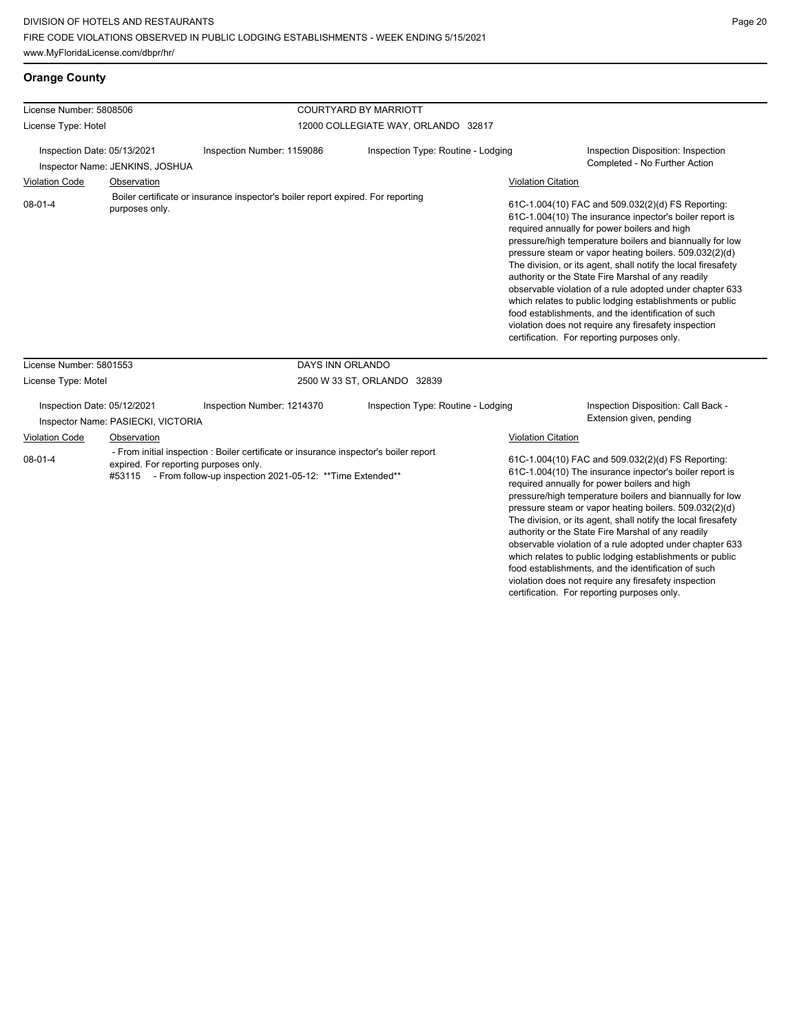## Orange County

| License Number: 5808506 | | COURTYARD BY MARRIOTT | |
|---|---|---|---|
| License Type: Hotel | | 12000 COLLEGIATE WAY, ORLANDO 32817 | |
| Inspection Date: 05/13/2021 | Inspection Number: 1159086 | Inspection Type: Routine - Lodging | Inspection Disposition: Inspection Completed - No Further Action |
| Inspector Name: JENKINS, JOSHUA | | | |

| Violation Code | Observation | Violation Citation |
|---|---|---|
| 08-01-4 | Boiler certificate or insurance inspector's boiler report expired. For reporting purposes only. | 61C-1.004(10) FAC and 509.032(2)(d) FS Reporting: 61C-1.004(10) The insurance inpector's boiler report is required annually for power boilers and high pressure/high temperature boilers and biannually for low pressure steam or vapor heating boilers. 509.032(2)(d) The division, or its agent, shall notify the local firesafety authority or the State Fire Marshal of any readily observable violation of a rule adopted under chapter 633 which relates to public lodging establishments or public food establishments, and the identification of such violation does not require any firesafety inspection certification. For reporting purposes only. |

| License Number: 5801553 | | DAYS INN ORLANDO | |
|---|---|---|---|
| License Type: Motel | | 2500 W 33 ST, ORLANDO 32839 | |
| Inspection Date: 05/12/2021 | Inspection Number: 1214370 | Inspection Type: Routine - Lodging | Inspection Disposition: Call Back - Extension given, pending |
| Inspector Name: PASIECKI, VICTORIA | | | |

| Violation Code | Observation | Violation Citation |
|---|---|---|
| 08-01-4 | - From initial inspection : Boiler certificate or insurance inspector's boiler report expired. For reporting purposes only. #53115 - From follow-up inspection 2021-05-12: **Time Extended** | 61C-1.004(10) FAC and 509.032(2)(d) FS Reporting: 61C-1.004(10) The insurance inpector's boiler report is required annually for power boilers and high pressure/high temperature boilers and biannually for low pressure steam or vapor heating boilers. 509.032(2)(d) The division, or its agent, shall notify the local firesafety authority or the State Fire Marshal of any readily observable violation of a rule adopted under chapter 633 which relates to public lodging establishments or public food establishments, and the identification of such violation does not require any firesafety inspection certification. For reporting purposes only. |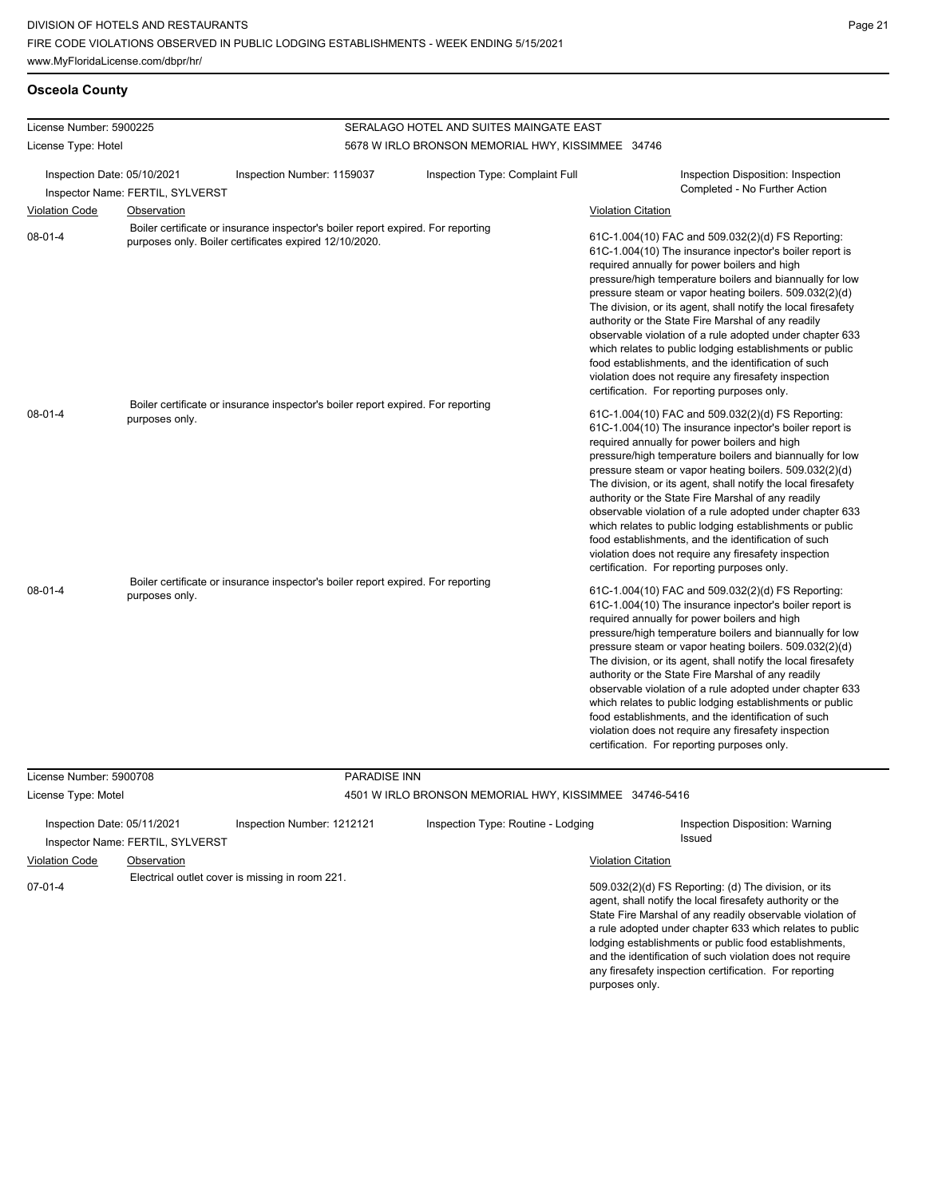## Osceola County

**License Number:** 5900225
**License Type:** Hotel
**SERALAGO HOTEL AND SUITES MAINGATE EAST**
5678 W IRLO BRONSON MEMORIAL HWY, KISSIMMEE 34746

**Inspection Date:** 05/10/2021
**Inspection Number:** 1159037
**Inspection Type:** Complaint Full
**Inspection Disposition:** Inspection Completed - No Further Action
**Inspector Name:** FERTIL, SYLVERST

| Violation Code | Observation | Violation Citation |
|---|---|---|
| 08-01-4 | Boiler certificate or insurance inspector's boiler report expired. For reporting purposes only. Boiler certificates expired 12/10/2020. | 61C-1.004(10) FAC and 509.032(2)(d) FS Reporting: 61C-1.004(10) The insurance inpector's boiler report is required annually for power boilers and high pressure/high temperature boilers and biannually for low pressure steam or vapor heating boilers. 509.032(2)(d) The division, or its agent, shall notify the local firesafety authority or the State Fire Marshal of any readily observable violation of a rule adopted under chapter 633 which relates to public lodging establishments or public food establishments, and the identification of such violation does not require any firesafety inspection certification. For reporting purposes only. |
| 08-01-4 | Boiler certificate or insurance inspector's boiler report expired. For reporting purposes only. | 61C-1.004(10) FAC and 509.032(2)(d) FS Reporting: 61C-1.004(10) The insurance inpector's boiler report is required annually for power boilers and high pressure/high temperature boilers and biannually for low pressure steam or vapor heating boilers. 509.032(2)(d) The division, or its agent, shall notify the local firesafety authority or the State Fire Marshal of any readily observable violation of a rule adopted under chapter 633 which relates to public lodging establishments or public food establishments, and the identification of such violation does not require any firesafety inspection certification. For reporting purposes only. |
| 08-01-4 | Boiler certificate or insurance inspector's boiler report expired. For reporting purposes only. | 61C-1.004(10) FAC and 509.032(2)(d) FS Reporting: 61C-1.004(10) The insurance inpector's boiler report is required annually for power boilers and high pressure/high temperature boilers and biannually for low pressure steam or vapor heating boilers. 509.032(2)(d) The division, or its agent, shall notify the local firesafety authority or the State Fire Marshal of any readily observable violation of a rule adopted under chapter 633 which relates to public lodging establishments or public food establishments, and the identification of such violation does not require any firesafety inspection certification. For reporting purposes only. |

**License Number:** 5900708
**License Type:** Motel
**PARADISE INN**
4501 W IRLO BRONSON MEMORIAL HWY, KISSIMMEE 34746-5416

**Inspection Date:** 05/11/2021
**Inspection Number:** 1212121
**Inspection Type:** Routine - Lodging
**Inspection Disposition:** Warning Issued
**Inspector Name:** FERTIL, SYLVERST

| Violation Code | Observation | Violation Citation |
|---|---|---|
| 07-01-4 | Electrical outlet cover is missing in room 221. | 509.032(2)(d) FS Reporting: (d) The division, or its agent, shall notify the local firesafety authority or the State Fire Marshal of any readily observable violation of a rule adopted under chapter 633 which relates to public lodging establishments or public food establishments, and the identification of such violation does not require any firesafety inspection certification. For reporting purposes only. |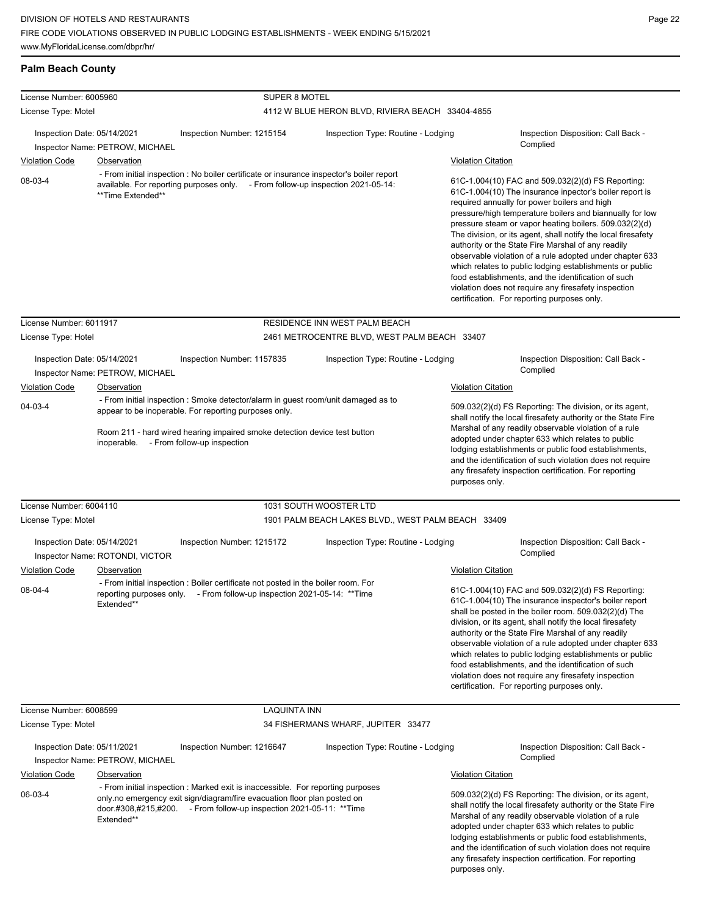## Palm Beach County

**License Number:** 6005960 — **SUPER 8 MOTEL**
**License Type:** Motel — 4112 W BLUE HERON BLVD, RIVIERA BEACH 33404-4855

Inspection Date: 05/14/2021 | Inspection Number: 1215154 | Inspection Type: Routine - Lodging | Inspection Disposition: Call Back - Complied
Inspector Name: PETROW, MICHAEL

| Violation Code | Observation | Violation Citation |
|---|---|---|
| 08-03-4 | - From initial inspection : No boiler certificate or insurance inspector's boiler report available. For reporting purposes only. - From follow-up inspection 2021-05-14: **Time Extended** | 61C-1.004(10) FAC and 509.032(2)(d) FS Reporting: 61C-1.004(10) The insurance inpector's boiler report is required annually for power boilers and high pressure/high temperature boilers and biannually for low pressure steam or vapor heating boilers. 509.032(2)(d) The division, or its agent, shall notify the local firesafety authority or the State Fire Marshal of any readily observable violation of a rule adopted under chapter 633 which relates to public lodging establishments or public food establishments, and the identification of such violation does not require any firesafety inspection certification. For reporting purposes only. |

**License Number:** 6011917 — **RESIDENCE INN WEST PALM BEACH**
**License Type:** Hotel — 2461 METROCENTRE BLVD, WEST PALM BEACH 33407

Inspection Date: 05/14/2021 | Inspection Number: 1157835 | Inspection Type: Routine - Lodging | Inspection Disposition: Call Back - Complied
Inspector Name: PETROW, MICHAEL

| Violation Code | Observation | Violation Citation |
|---|---|---|
| 04-03-4 | - From initial inspection : Smoke detector/alarm in guest room/unit damaged as to appear to be inoperable. For reporting purposes only.<br><br>Room 211 - hard wired hearing impaired smoke detection device test button inoperable. - From follow-up inspection | 509.032(2)(d) FS Reporting: The division, or its agent, shall notify the local firesafety authority or the State Fire Marshal of any readily observable violation of a rule adopted under chapter 633 which relates to public lodging establishments or public food establishments, and the identification of such violation does not require any firesafety inspection certification. For reporting purposes only. |

**License Number:** 6004110 — **1031 SOUTH WOOSTER LTD**
**License Type:** Motel — 1901 PALM BEACH LAKES BLVD., WEST PALM BEACH 33409

Inspection Date: 05/14/2021 | Inspection Number: 1215172 | Inspection Type: Routine - Lodging | Inspection Disposition: Call Back - Complied
Inspector Name: ROTONDI, VICTOR

| Violation Code | Observation | Violation Citation |
|---|---|---|
| 08-04-4 | - From initial inspection : Boiler certificate not posted in the boiler room. For reporting purposes only. - From follow-up inspection 2021-05-14: **Time Extended** | 61C-1.004(10) FAC and 509.032(2)(d) FS Reporting: 61C-1.004(10) The insurance inspector's boiler report shall be posted in the boiler room. 509.032(2)(d) The division, or its agent, shall notify the local firesafety authority or the State Fire Marshal of any readily observable violation of a rule adopted under chapter 633 which relates to public lodging establishments or public food establishments, and the identification of such violation does not require any firesafety inspection certification. For reporting purposes only. |

**License Number:** 6008599 — **LAQUINTA INN**
**License Type:** Motel — 34 FISHERMANS WHARF, JUPITER 33477

Inspection Date: 05/11/2021 | Inspection Number: 1216647 | Inspection Type: Routine - Lodging | Inspection Disposition: Call Back - Complied
Inspector Name: PETROW, MICHAEL

| Violation Code | Observation | Violation Citation |
|---|---|---|
| 06-03-4 | - From initial inspection : Marked exit is inaccessible. For reporting purposes only.no emergency exit sign/diagram/fire evacuation floor plan posted on door.#308,#215,#200. - From follow-up inspection 2021-05-11: **Time Extended** | 509.032(2)(d) FS Reporting: The division, or its agent, shall notify the local firesafety authority or the State Fire Marshal of any readily observable violation of a rule adopted under chapter 633 which relates to public lodging establishments or public food establishments, and the identification of such violation does not require any firesafety inspection certification. For reporting purposes only. |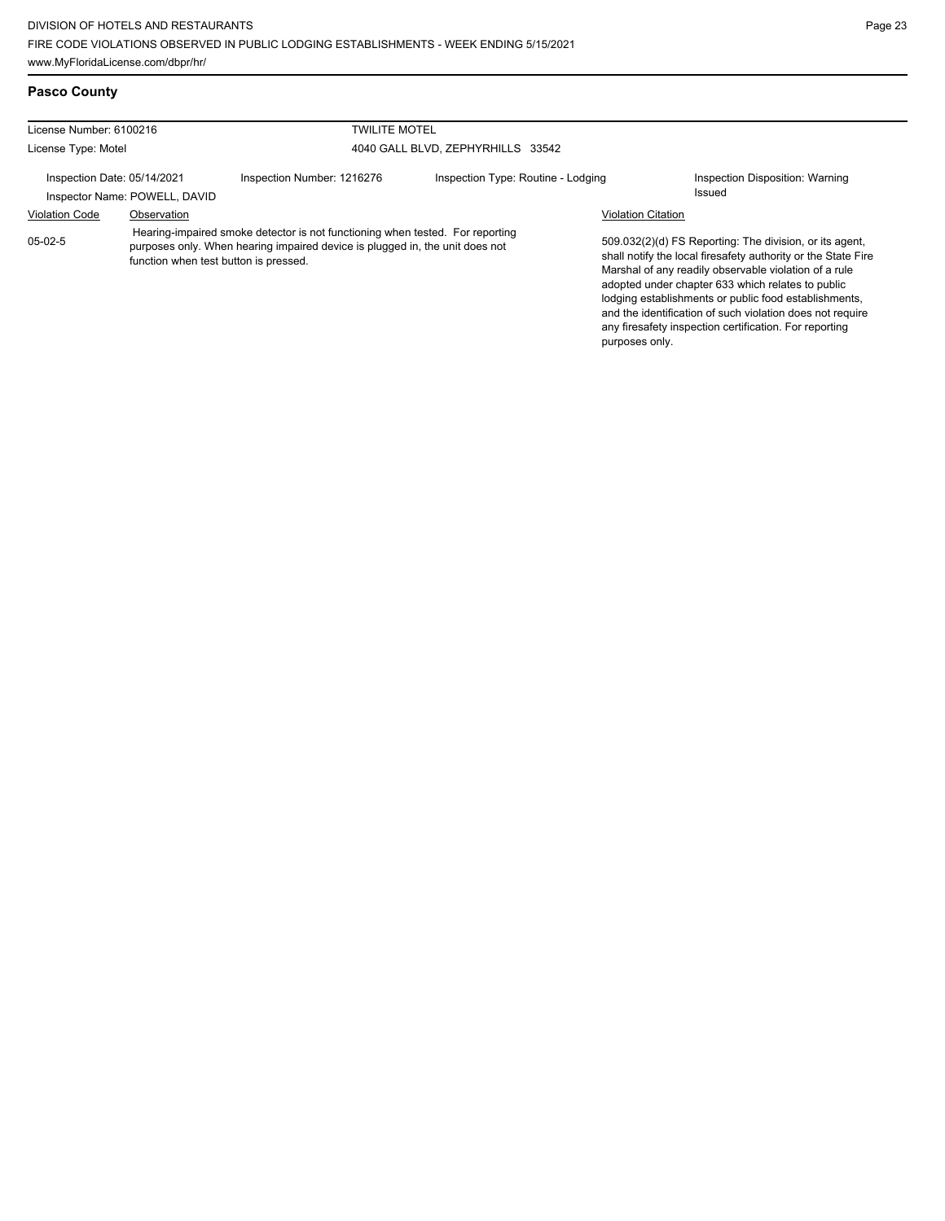## Pasco County

| License Number: 6100216 | | TWILITE MOTEL | |
|---|---|---|---|
| License Type: Motel | | 4040 GALL BLVD, ZEPHYRHILLS 33542 | |
| Inspection Date: 05/14/2021 | Inspection Number: 1216276 | Inspection Type: Routine - Lodging | Inspection Disposition: Warning Issued |
| Inspector Name: POWELL, DAVID | | | |

| Violation Code | Observation | Violation Citation |
|---|---|---|
| 05-02-5 | Hearing-impaired smoke detector is not functioning when tested. For reporting purposes only. When hearing impaired device is plugged in, the unit does not function when test button is pressed. | 509.032(2)(d) FS Reporting: The division, or its agent, shall notify the local firesafety authority or the State Fire Marshal of any readily observable violation of a rule adopted under chapter 633 which relates to public lodging establishments or public food establishments, and the identification of such violation does not require any firesafety inspection certification. For reporting purposes only. |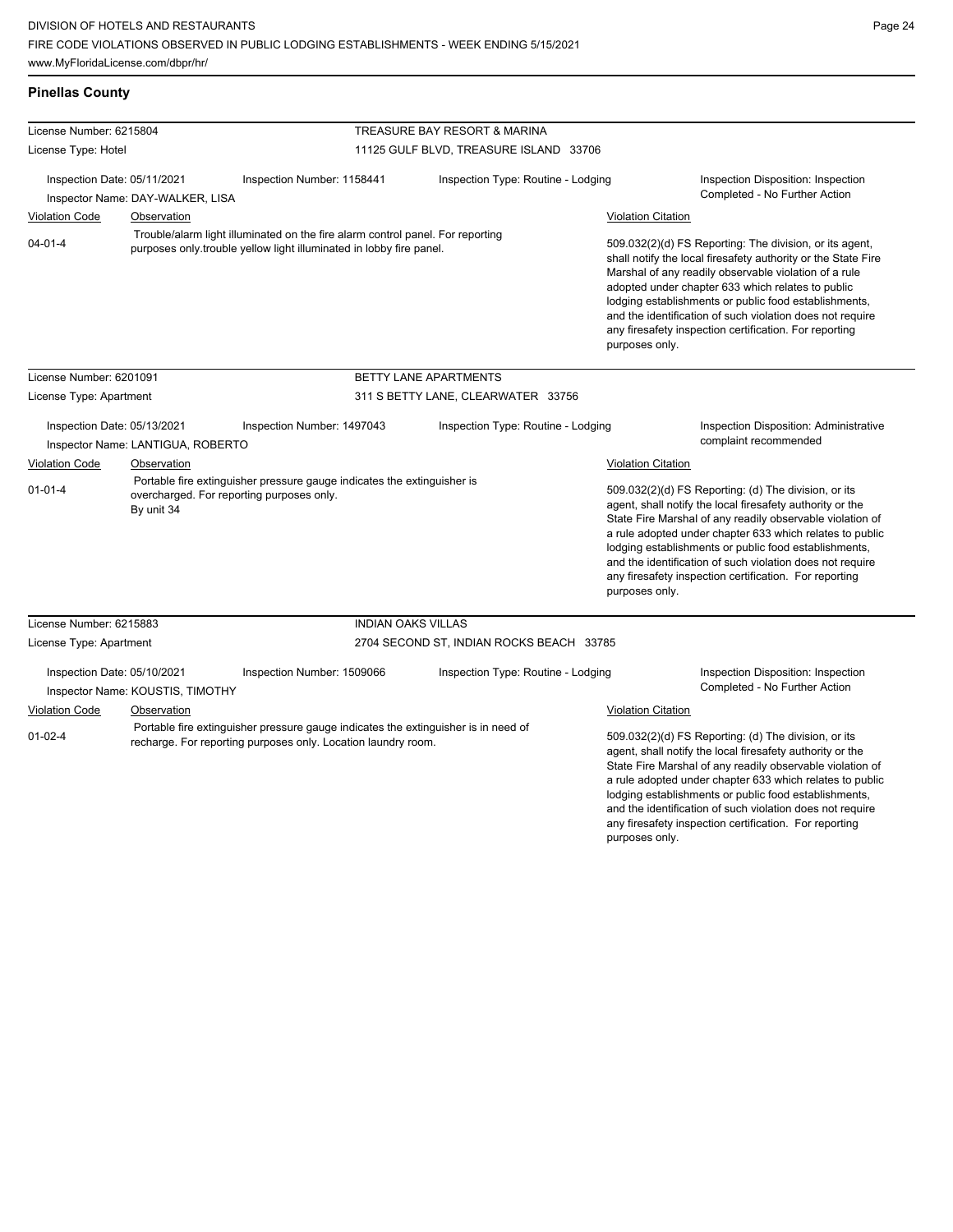## Pinellas County

| License Number: 6215804 | | TREASURE BAY RESORT & MARINA | |
|---|---|---|---|
| License Type: Hotel | | 11125 GULF BLVD, TREASURE ISLAND 33706 | |
| Inspection Date: 05/11/2021 | Inspection Number: 1158441 | Inspection Type: Routine - Lodging | Inspection Disposition: Inspection Completed - No Further Action |
| Inspector Name: DAY-WALKER, LISA | | | |

| Violation Code | Observation | Violation Citation |
|---|---|---|
| 04-01-4 | Trouble/alarm light illuminated on the fire alarm control panel. For reporting purposes only.trouble yellow light illuminated in lobby fire panel. | 509.032(2)(d) FS Reporting: The division, or its agent, shall notify the local firesafety authority or the State Fire Marshal of any readily observable violation of a rule adopted under chapter 633 which relates to public lodging establishments or public food establishments, and the identification of such violation does not require any firesafety inspection certification. For reporting purposes only. |

| License Number: 6201091 | | BETTY LANE APARTMENTS | |
|---|---|---|---|
| License Type: Apartment | | 311 S BETTY LANE, CLEARWATER 33756 | |
| Inspection Date: 05/13/2021 | Inspection Number: 1497043 | Inspection Type: Routine - Lodging | Inspection Disposition: Administrative complaint recommended |
| Inspector Name: LANTIGUA, ROBERTO | | | |

| Violation Code | Observation | Violation Citation |
|---|---|---|
| 01-01-4 | Portable fire extinguisher pressure gauge indicates the extinguisher is overcharged. For reporting purposes only. By unit 34 | 509.032(2)(d) FS Reporting: (d) The division, or its agent, shall notify the local firesafety authority or the State Fire Marshal of any readily observable violation of a rule adopted under chapter 633 which relates to public lodging establishments or public food establishments, and the identification of such violation does not require any firesafety inspection certification. For reporting purposes only. |

| License Number: 6215883 | | INDIAN OAKS VILLAS | |
|---|---|---|---|
| License Type: Apartment | | 2704 SECOND ST, INDIAN ROCKS BEACH 33785 | |
| Inspection Date: 05/10/2021 | Inspection Number: 1509066 | Inspection Type: Routine - Lodging | Inspection Disposition: Inspection Completed - No Further Action |
| Inspector Name: KOUSTIS, TIMOTHY | | | |

| Violation Code | Observation | Violation Citation |
|---|---|---|
| 01-02-4 | Portable fire extinguisher pressure gauge indicates the extinguisher is in need of recharge. For reporting purposes only. Location laundry room. | 509.032(2)(d) FS Reporting: (d) The division, or its agent, shall notify the local firesafety authority or the State Fire Marshal of any readily observable violation of a rule adopted under chapter 633 which relates to public lodging establishments or public food establishments, and the identification of such violation does not require any firesafety inspection certification. For reporting purposes only. |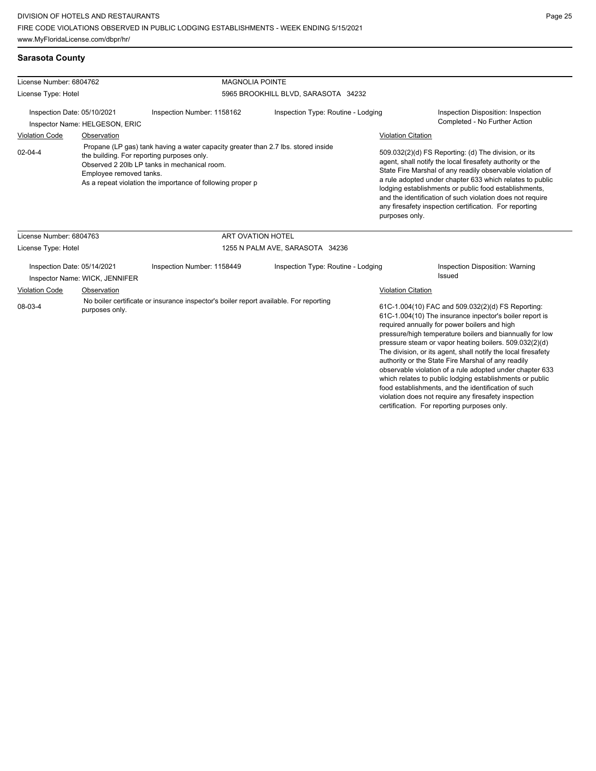## Sarasota County

License Number: 6804762 — MAGNOLIA POINTE

License Type: Hotel — 5965 BROOKHILL BLVD, SARASOTA 34232

Inspection Date: 05/10/2021 | Inspection Number: 1158162 | Inspection Type: Routine - Lodging | Inspection Disposition: Inspection Completed - No Further Action

Inspector Name: HELGESON, ERIC

| Violation Code | Observation | Violation Citation |
|---|---|---|
| 02-04-4 | Propane (LP gas) tank having a water capacity greater than 2.7 lbs. stored inside the building. For reporting purposes only. Observed 2 20lb LP tanks in mechanical room. Employee removed tanks. As a repeat violation the importance of following proper p | 509.032(2)(d) FS Reporting: (d) The division, or its agent, shall notify the local firesafety authority or the State Fire Marshal of any readily observable violation of a rule adopted under chapter 633 which relates to public lodging establishments or public food establishments, and the identification of such violation does not require any firesafety inspection certification. For reporting purposes only. |

License Number: 6804763 — ART OVATION HOTEL

License Type: Hotel — 1255 N PALM AVE, SARASOTA 34236

Inspection Date: 05/14/2021 | Inspection Number: 1158449 | Inspection Type: Routine - Lodging | Inspection Disposition: Warning Issued

Inspector Name: WICK, JENNIFER

| Violation Code | Observation | Violation Citation |
|---|---|---|
| 08-03-4 | No boiler certificate or insurance inspector's boiler report available. For reporting purposes only. | 61C-1.004(10) FAC and 509.032(2)(d) FS Reporting: 61C-1.004(10) The insurance inpector's boiler report is required annually for power boilers and high pressure/high temperature boilers and biannually for low pressure steam or vapor heating boilers. 509.032(2)(d) The division, or its agent, shall notify the local firesafety authority or the State Fire Marshal of any readily observable violation of a rule adopted under chapter 633 which relates to public lodging establishments or public food establishments, and the identification of such violation does not require any firesafety inspection certification. For reporting purposes only. |